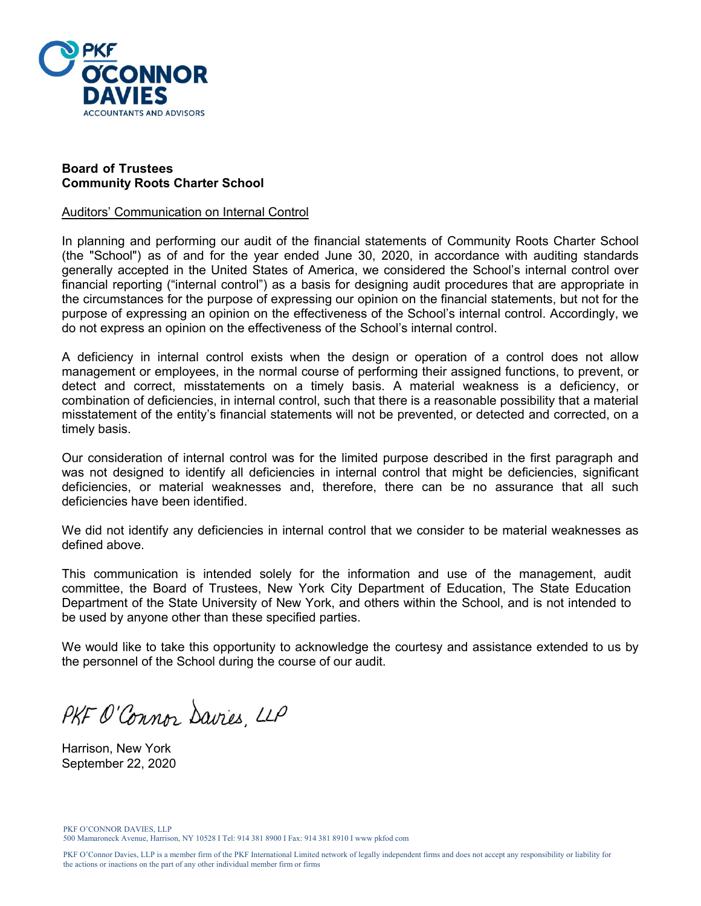PKF O'CONNOR DAVIES
ACCOUNTANTS AND ADVISORS

**Board of Trustees**
**Community Roots Charter School**

Auditors' Communication on Internal Control

In planning and performing our audit of the financial statements of Community Roots Charter School (the "School") as of and for the year ended June 30, 2020, in accordance with auditing standards generally accepted in the United States of America, we considered the School's internal control over financial reporting ("internal control") as a basis for designing audit procedures that are appropriate in the circumstances for the purpose of expressing our opinion on the financial statements, but not for the purpose of expressing an opinion on the effectiveness of the School's internal control. Accordingly, we do not express an opinion on the effectiveness of the School's internal control.

A deficiency in internal control exists when the design or operation of a control does not allow management or employees, in the normal course of performing their assigned functions, to prevent, or detect and correct, misstatements on a timely basis. A material weakness is a deficiency, or combination of deficiencies, in internal control, such that there is a reasonable possibility that a material misstatement of the entity's financial statements will not be prevented, or detected and corrected, on a timely basis.

Our consideration of internal control was for the limited purpose described in the first paragraph and was not designed to identify all deficiencies in internal control that might be deficiencies, significant deficiencies, or material weaknesses and, therefore, there can be no assurance that all such deficiencies have been identified.

We did not identify any deficiencies in internal control that we consider to be material weaknesses as defined above.

This communication is intended solely for the information and use of the management, audit committee, the Board of Trustees, New York City Department of Education, The State Education Department of the State University of New York, and others within the School, and is not intended to be used by anyone other than these specified parties.

We would like to take this opportunity to acknowledge the courtesy and assistance extended to us by the personnel of the School during the course of our audit.

PKF O'Connor Davies, LLP

Harrison, New York
September 22, 2020

PKF O'CONNOR DAVIES, LLP
500 Mamaroneck Avenue, Harrison, NY 10528 I Tel: 914 381 8900 I Fax: 914 381 8910 I www pkfod com

PKF O'Connor Davies, LLP is a member firm of the PKF International Limited network of legally independent firms and does not accept any responsibility or liability for the actions or inactions on the part of any other individual member firm or firms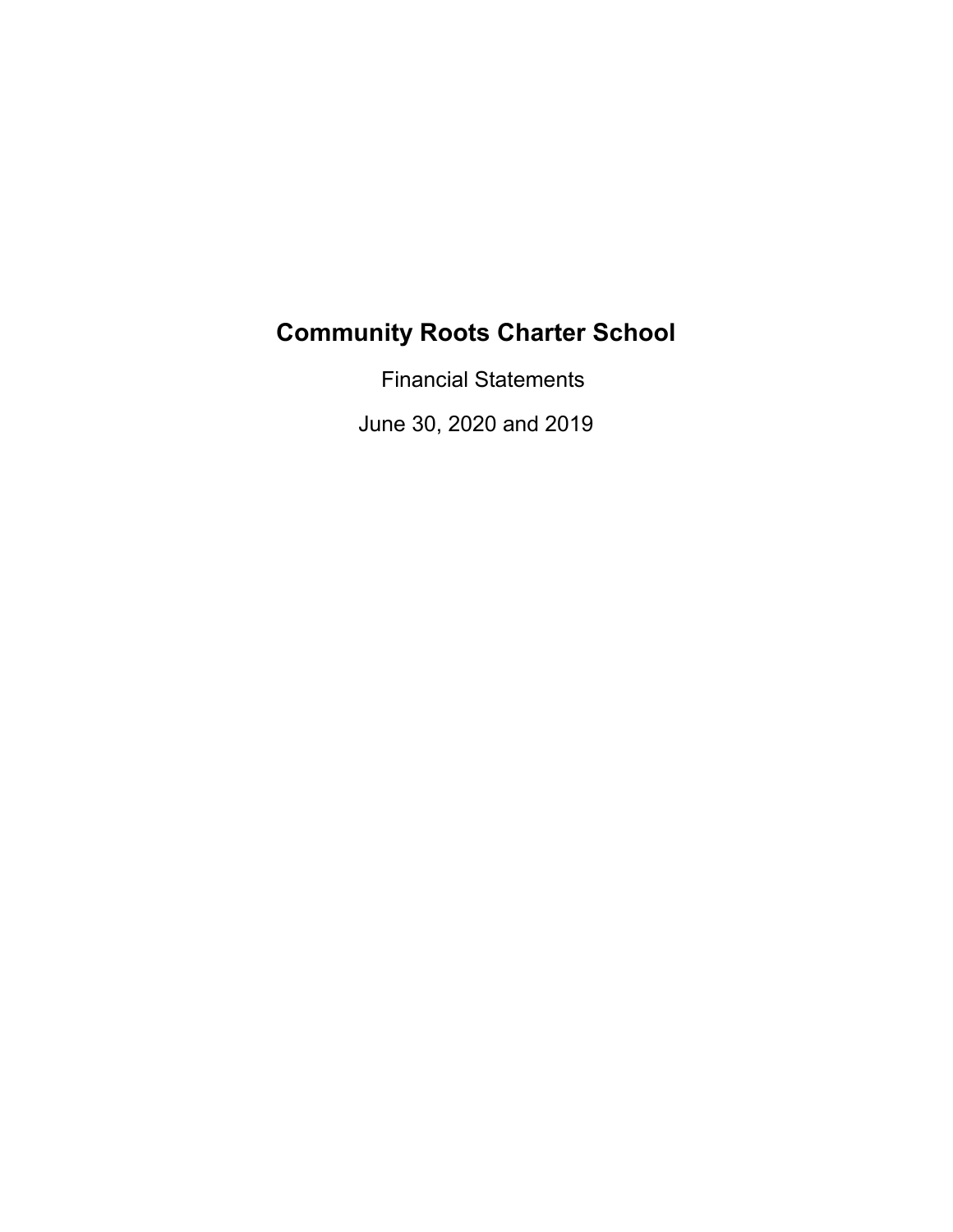# Community Roots Charter School

Financial Statements

June 30, 2020 and 2019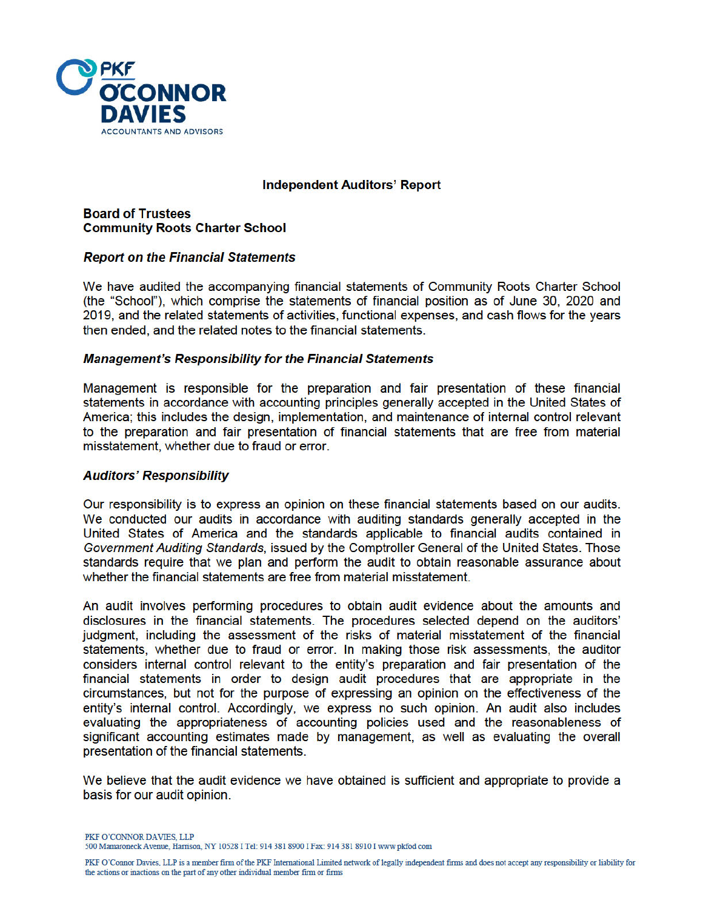PKF O'CONNOR DAVIES
ACCOUNTANTS AND ADVISORS

## Independent Auditors' Report

**Board of Trustees**
**Community Roots Charter School**

### *Report on the Financial Statements*

We have audited the accompanying financial statements of Community Roots Charter School (the "School"), which comprise the statements of financial position as of June 30, 2020 and 2019, and the related statements of activities, functional expenses, and cash flows for the years then ended, and the related notes to the financial statements.

### *Management's Responsibility for the Financial Statements*

Management is responsible for the preparation and fair presentation of these financial statements in accordance with accounting principles generally accepted in the United States of America; this includes the design, implementation, and maintenance of internal control relevant to the preparation and fair presentation of financial statements that are free from material misstatement, whether due to fraud or error.

### *Auditors' Responsibility*

Our responsibility is to express an opinion on these financial statements based on our audits. We conducted our audits in accordance with auditing standards generally accepted in the United States of America and the standards applicable to financial audits contained in *Government Auditing Standards*, issued by the Comptroller General of the United States. Those standards require that we plan and perform the audit to obtain reasonable assurance about whether the financial statements are free from material misstatement.

An audit involves performing procedures to obtain audit evidence about the amounts and disclosures in the financial statements. The procedures selected depend on the auditors' judgment, including the assessment of the risks of material misstatement of the financial statements, whether due to fraud or error. In making those risk assessments, the auditor considers internal control relevant to the entity's preparation and fair presentation of the financial statements in order to design audit procedures that are appropriate in the circumstances, but not for the purpose of expressing an opinion on the effectiveness of the entity's internal control. Accordingly, we express no such opinion. An audit also includes evaluating the appropriateness of accounting policies used and the reasonableness of significant accounting estimates made by management, as well as evaluating the overall presentation of the financial statements.

We believe that the audit evidence we have obtained is sufficient and appropriate to provide a basis for our audit opinion.

PKF O'CONNOR DAVIES, LLP
500 Mamaroneck Avenue, Harrison, NY 10528 I Tel: 914 381 8900 I Fax: 914 381 8910 I www.pkfod.com

PKF O'Connor Davies, LLP is a member firm of the PKF International Limited network of legally independent firms and does not accept any responsibility or liability for the actions or inactions on the part of any other individual member firm or firms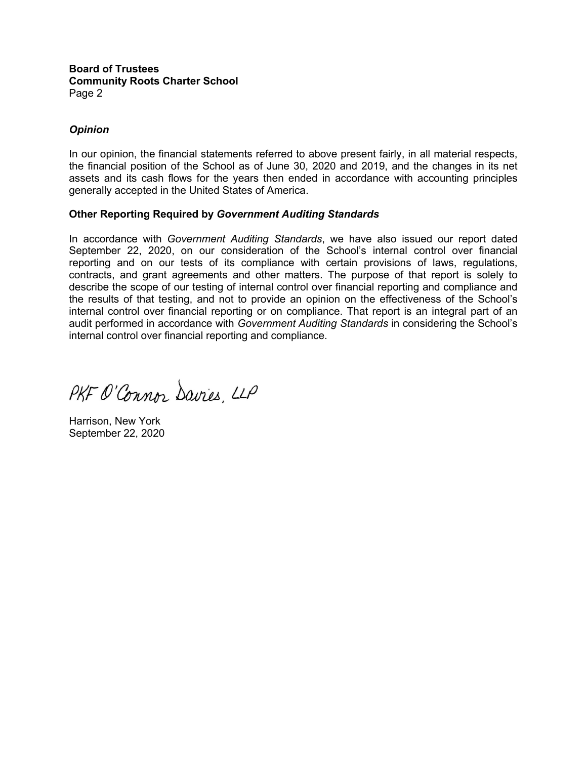**Board of Trustees**
**Community Roots Charter School**
Page 2

***Opinion***

In our opinion, the financial statements referred to above present fairly, in all material respects, the financial position of the School as of June 30, 2020 and 2019, and the changes in its net assets and its cash flows for the years then ended in accordance with accounting principles generally accepted in the United States of America.

**Other Reporting Required by *Government Auditing Standards***

In accordance with *Government Auditing Standards*, we have also issued our report dated September 22, 2020, on our consideration of the School's internal control over financial reporting and on our tests of its compliance with certain provisions of laws, regulations, contracts, and grant agreements and other matters. The purpose of that report is solely to describe the scope of our testing of internal control over financial reporting and compliance and the results of that testing, and not to provide an opinion on the effectiveness of the School's internal control over financial reporting or on compliance. That report is an integral part of an audit performed in accordance with *Government Auditing Standards* in considering the School's internal control over financial reporting and compliance.

PKF O'Connor Davies, LLP

Harrison, New York
September 22, 2020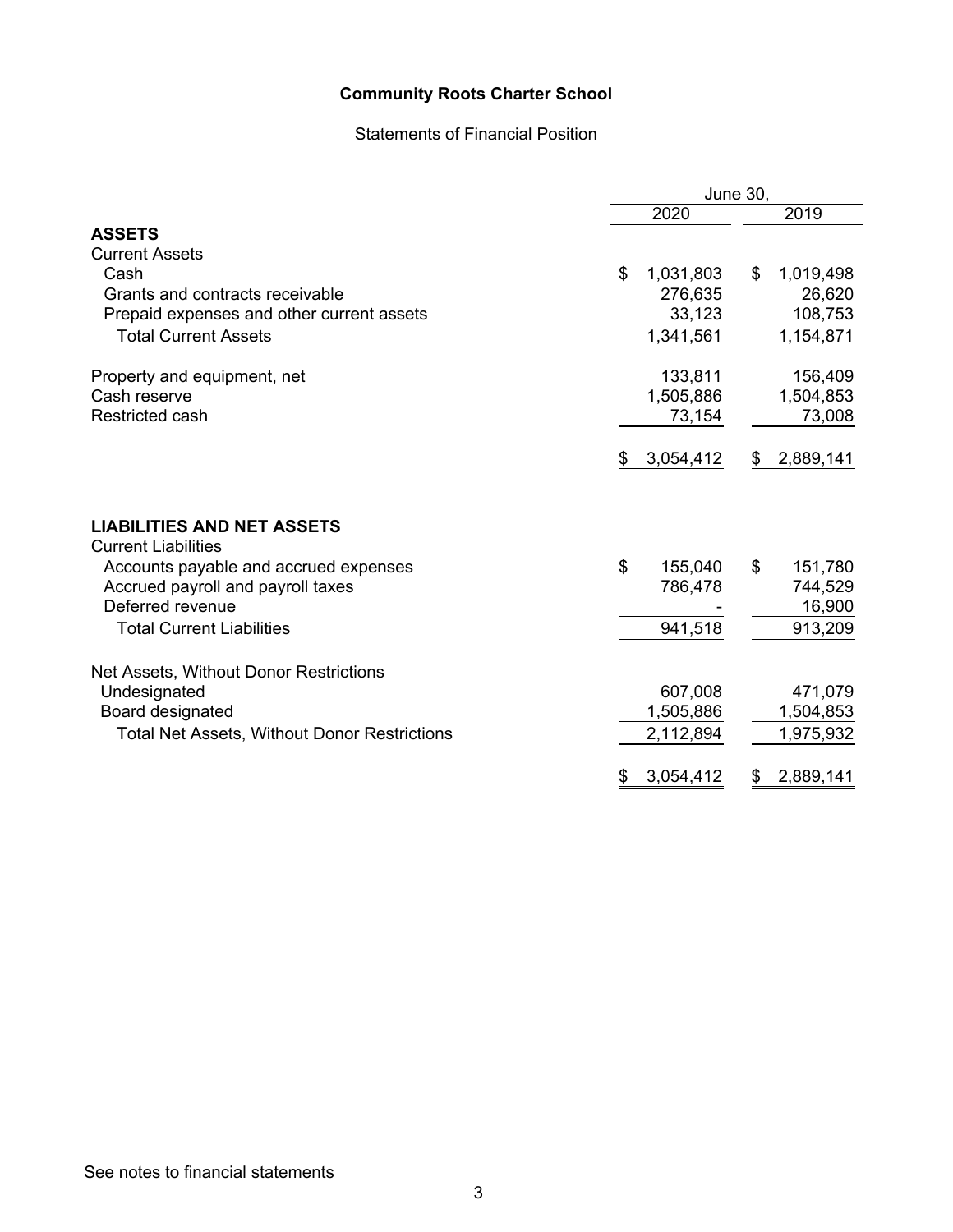# Community Roots Charter School

Statements of Financial Position

| | June 30, 2020 | June 30, 2019 |
|---|---|---|
| **ASSETS** | | |
| Current Assets | | |
| Cash | $ 1,031,803 | $ 1,019,498 |
| Grants and contracts receivable | 276,635 | 26,620 |
| Prepaid expenses and other current assets | 33,123 | 108,753 |
| Total Current Assets | 1,341,561 | 1,154,871 |
| Property and equipment, net | 133,811 | 156,409 |
| Cash reserve | 1,505,886 | 1,504,853 |
| Restricted cash | 73,154 | 73,008 |
| | $ 3,054,412 | $ 2,889,141 |
| **LIABILITIES AND NET ASSETS** | | |
| Current Liabilities | | |
| Accounts payable and accrued expenses | $ 155,040 | $ 151,780 |
| Accrued payroll and payroll taxes | 786,478 | 744,529 |
| Deferred revenue | - | 16,900 |
| Total Current Liabilities | 941,518 | 913,209 |
| Net Assets, Without Donor Restrictions | | |
| Undesignated | 607,008 | 471,079 |
| Board designated | 1,505,886 | 1,504,853 |
| Total Net Assets, Without Donor Restrictions | 2,112,894 | 1,975,932 |
| | $ 3,054,412 | $ 2,889,141 |

See notes to financial statements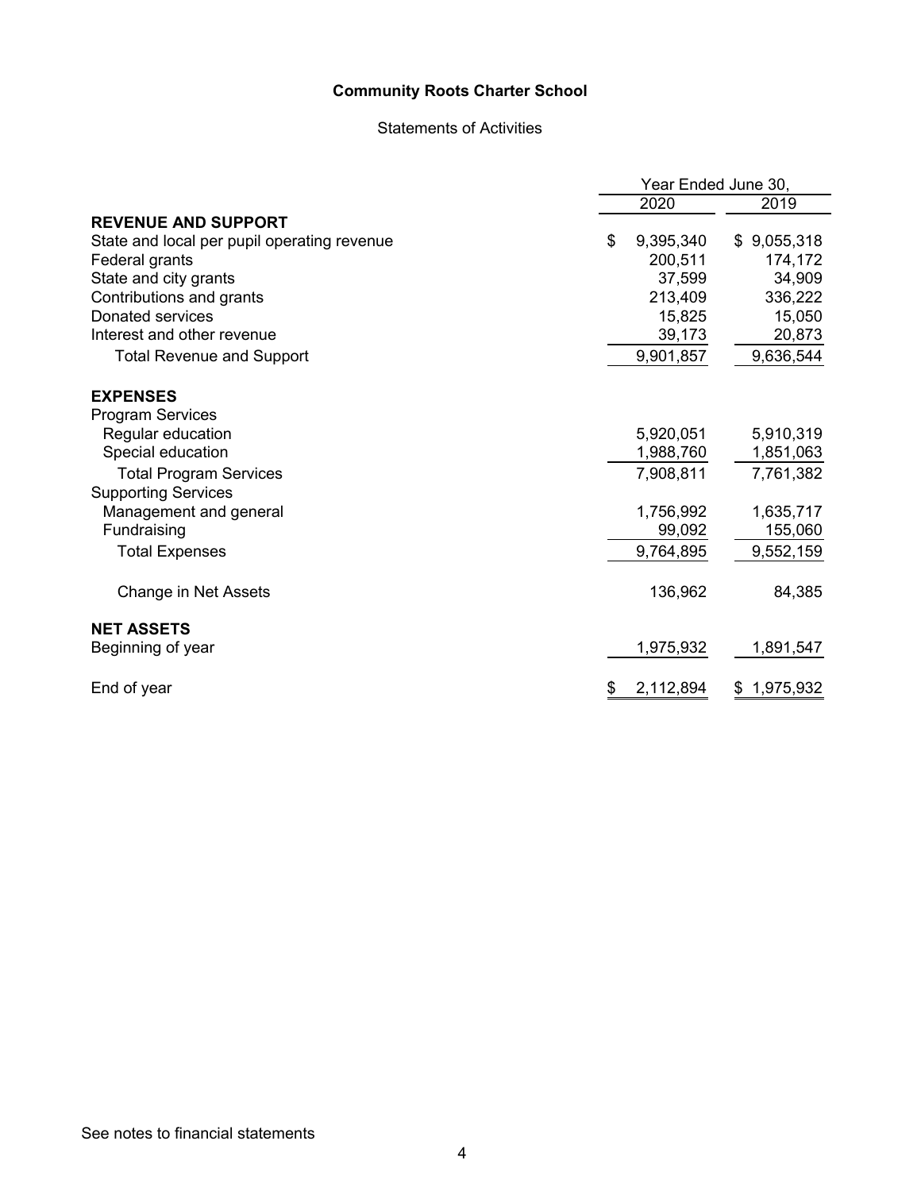# Community Roots Charter School

## Statements of Activities

| | Year Ended June 30, | |
|---|---|---|
| | 2020 | 2019 |
| **REVENUE AND SUPPORT** | | |
| State and local per pupil operating revenue | $ 9,395,340 | $ 9,055,318 |
| Federal grants | 200,511 | 174,172 |
| State and city grants | 37,599 | 34,909 |
| Contributions and grants | 213,409 | 336,222 |
| Donated services | 15,825 | 15,050 |
| Interest and other revenue | 39,173 | 20,873 |
| Total Revenue and Support | 9,901,857 | 9,636,544 |
| **EXPENSES** | | |
| Program Services | | |
| Regular education | 5,920,051 | 5,910,319 |
| Special education | 1,988,760 | 1,851,063 |
| Total Program Services | 7,908,811 | 7,761,382 |
| Supporting Services | | |
| Management and general | 1,756,992 | 1,635,717 |
| Fundraising | 99,092 | 155,060 |
| Total Expenses | 9,764,895 | 9,552,159 |
| Change in Net Assets | 136,962 | 84,385 |
| **NET ASSETS** | | |
| Beginning of year | 1,975,932 | 1,891,547 |
| End of year | $ 2,112,894 | $ 1,975,932 |

See notes to financial statements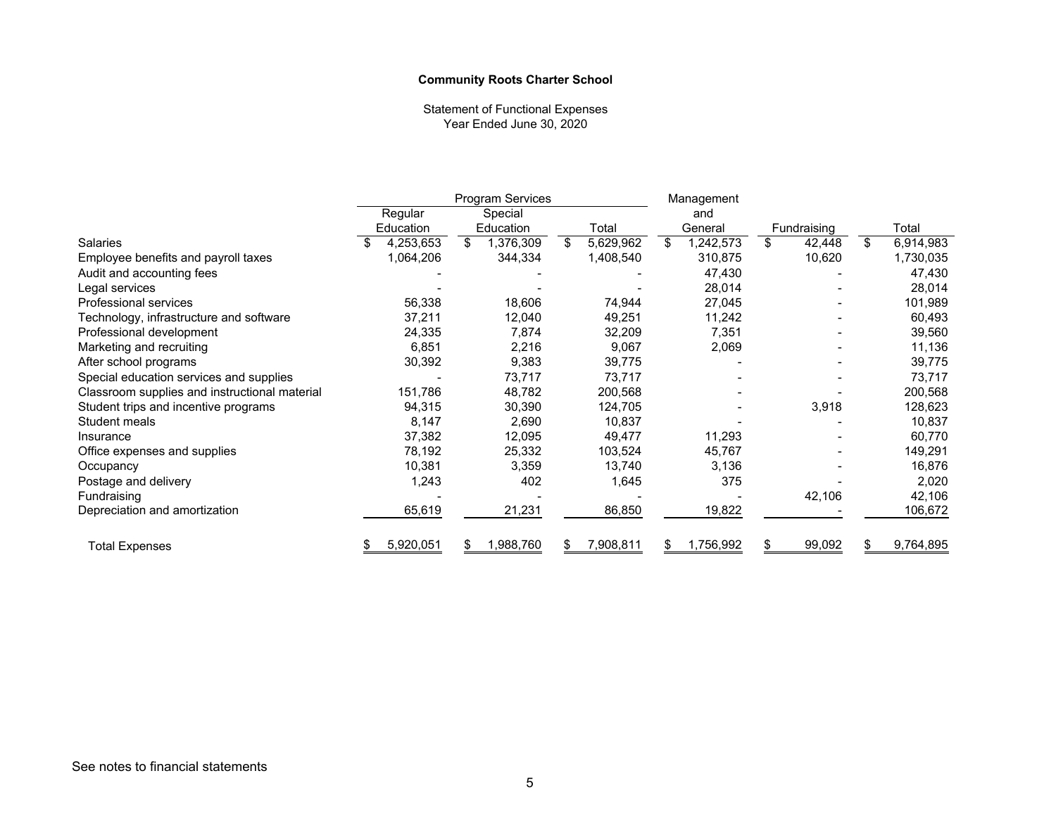**Community Roots Charter School**

Statement of Functional Expenses
Year Ended June 30, 2020

| | Program Services | | | Management and General | Fundraising | Total |
|---|---|---|---|---|---|---|
| | Regular Education | Special Education | Total | | | |
| Salaries | $ 4,253,653 | $ 1,376,309 | $ 5,629,962 | $ 1,242,573 | $ 42,448 | $ 6,914,983 |
| Employee benefits and payroll taxes | 1,064,206 | 344,334 | 1,408,540 | 310,875 | 10,620 | 1,730,035 |
| Audit and accounting fees | - | - | - | 47,430 | - | 47,430 |
| Legal services | - | - | - | 28,014 | - | 28,014 |
| Professional services | 56,338 | 18,606 | 74,944 | 27,045 | - | 101,989 |
| Technology, infrastructure and software | 37,211 | 12,040 | 49,251 | 11,242 | - | 60,493 |
| Professional development | 24,335 | 7,874 | 32,209 | 7,351 | - | 39,560 |
| Marketing and recruiting | 6,851 | 2,216 | 9,067 | 2,069 | - | 11,136 |
| After school programs | 30,392 | 9,383 | 39,775 | - | - | 39,775 |
| Special education services and supplies | - | 73,717 | 73,717 | - | - | 73,717 |
| Classroom supplies and instructional material | 151,786 | 48,782 | 200,568 | - | - | 200,568 |
| Student trips and incentive programs | 94,315 | 30,390 | 124,705 | - | 3,918 | 128,623 |
| Student meals | 8,147 | 2,690 | 10,837 | - | - | 10,837 |
| Insurance | 37,382 | 12,095 | 49,477 | 11,293 | - | 60,770 |
| Office expenses and supplies | 78,192 | 25,332 | 103,524 | 45,767 | - | 149,291 |
| Occupancy | 10,381 | 3,359 | 13,740 | 3,136 | - | 16,876 |
| Postage and delivery | 1,243 | 402 | 1,645 | 375 | - | 2,020 |
| Fundraising | - | - | - | - | 42,106 | 42,106 |
| Depreciation and amortization | 65,619 | 21,231 | 86,850 | 19,822 | - | 106,672 |
| Total Expenses | $ 5,920,051 | $ 1,988,760 | $ 7,908,811 | $ 1,756,992 | $ 99,092 | $ 9,764,895 |

See notes to financial statements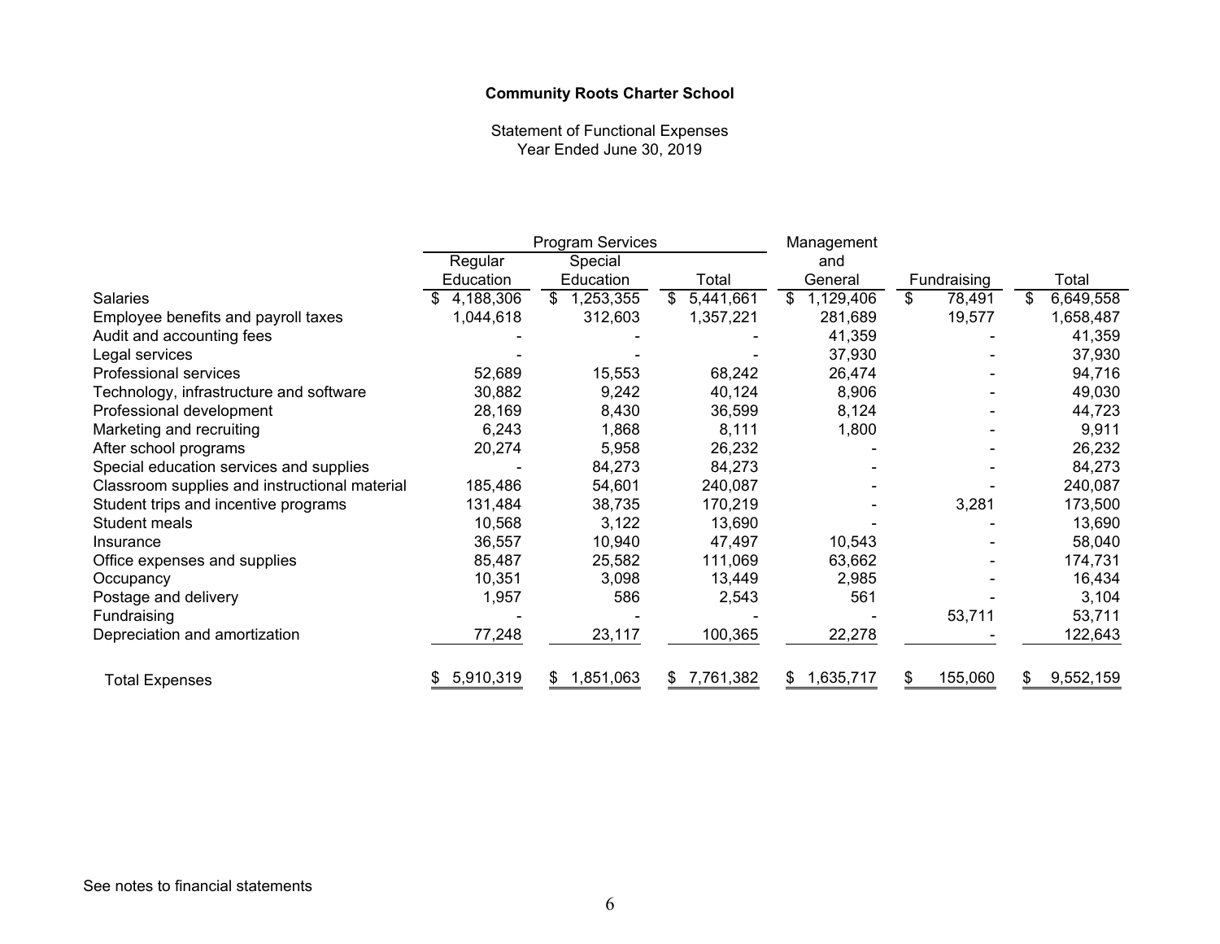**Community Roots Charter School**

Statement of Functional Expenses
Year Ended June 30, 2019

| | Program Services | | | Management | | |
|---|---|---|---|---|---|---|
| | Regular Education | Special Education | Total | and General | Fundraising | Total |
| Salaries | $ 4,188,306 | $ 1,253,355 | $ 5,441,661 | $ 1,129,406 | $ 78,491 | $ 6,649,558 |
| Employee benefits and payroll taxes | 1,044,618 | 312,603 | 1,357,221 | 281,689 | 19,577 | 1,658,487 |
| Audit and accounting fees | - | - | - | 41,359 | - | 41,359 |
| Legal services | - | - | - | 37,930 | - | 37,930 |
| Professional services | 52,689 | 15,553 | 68,242 | 26,474 | - | 94,716 |
| Technology, infrastructure and software | 30,882 | 9,242 | 40,124 | 8,906 | - | 49,030 |
| Professional development | 28,169 | 8,430 | 36,599 | 8,124 | - | 44,723 |
| Marketing and recruiting | 6,243 | 1,868 | 8,111 | 1,800 | - | 9,911 |
| After school programs | 20,274 | 5,958 | 26,232 | - | - | 26,232 |
| Special education services and supplies | - | 84,273 | 84,273 | - | - | 84,273 |
| Classroom supplies and instructional material | 185,486 | 54,601 | 240,087 | - | - | 240,087 |
| Student trips and incentive programs | 131,484 | 38,735 | 170,219 | - | 3,281 | 173,500 |
| Student meals | 10,568 | 3,122 | 13,690 | - | - | 13,690 |
| Insurance | 36,557 | 10,940 | 47,497 | 10,543 | - | 58,040 |
| Office expenses and supplies | 85,487 | 25,582 | 111,069 | 63,662 | - | 174,731 |
| Occupancy | 10,351 | 3,098 | 13,449 | 2,985 | - | 16,434 |
| Postage and delivery | 1,957 | 586 | 2,543 | 561 | - | 3,104 |
| Fundraising | - | - | - | - | 53,711 | 53,711 |
| Depreciation and amortization | 77,248 | 23,117 | 100,365 | 22,278 | - | 122,643 |
| Total Expenses | $ 5,910,319 | $ 1,851,063 | $ 7,761,382 | $ 1,635,717 | $ 155,060 | $ 9,552,159 |

See notes to financial statements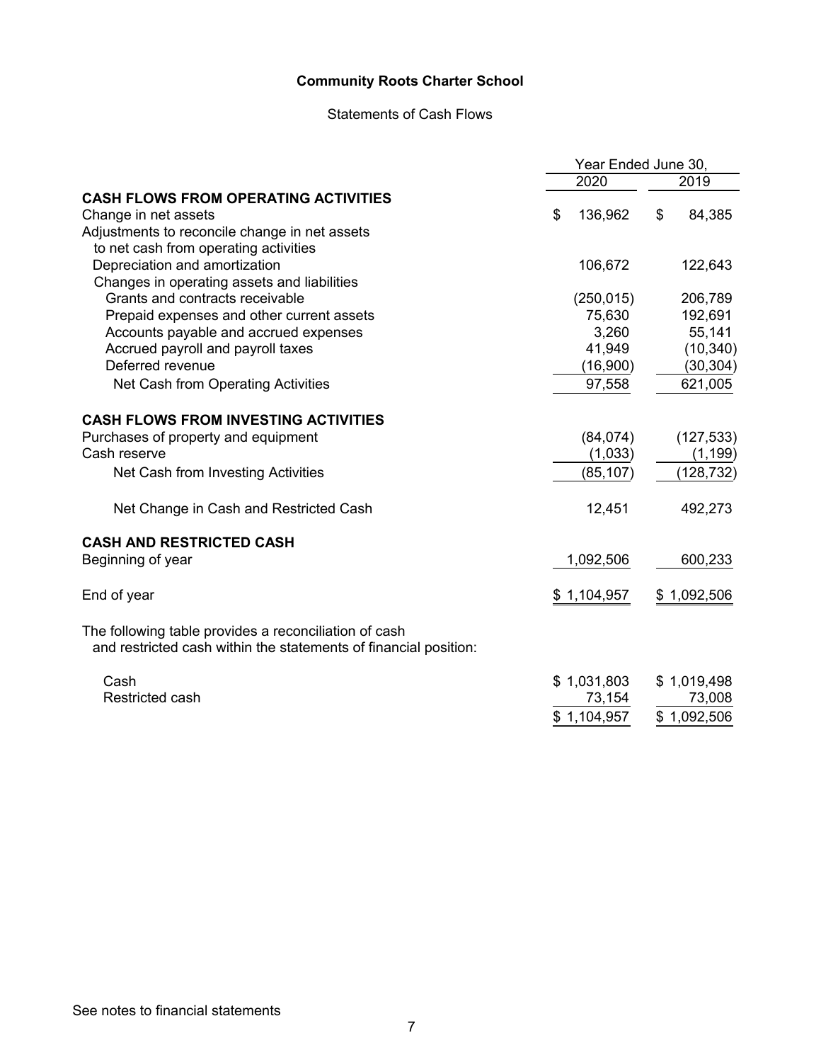**Community Roots Charter School**

Statements of Cash Flows

| | Year Ended June 30, | |
|---|---|---|
| | 2020 | 2019 |
| **CASH FLOWS FROM OPERATING ACTIVITIES** | | |
| Change in net assets | $ 136,962 | $ 84,385 |
| Adjustments to reconcile change in net assets to net cash from operating activities | | |
| Depreciation and amortization | 106,672 | 122,643 |
| Changes in operating assets and liabilities | | |
| Grants and contracts receivable | (250,015) | 206,789 |
| Prepaid expenses and other current assets | 75,630 | 192,691 |
| Accounts payable and accrued expenses | 3,260 | 55,141 |
| Accrued payroll and payroll taxes | 41,949 | (10,340) |
| Deferred revenue | (16,900) | (30,304) |
| Net Cash from Operating Activities | 97,558 | 621,005 |
| **CASH FLOWS FROM INVESTING ACTIVITIES** | | |
| Purchases of property and equipment | (84,074) | (127,533) |
| Cash reserve | (1,033) | (1,199) |
| Net Cash from Investing Activities | (85,107) | (128,732) |
| Net Change in Cash and Restricted Cash | 12,451 | 492,273 |
| **CASH AND RESTRICTED CASH** | | |
| Beginning of year | 1,092,506 | 600,233 |
| End of year | $ 1,104,957 | $ 1,092,506 |

The following table provides a reconciliation of cash and restricted cash within the statements of financial position:

| | 2020 | 2019 |
|---|---|---|
| Cash | $ 1,031,803 | $ 1,019,498 |
| Restricted cash | 73,154 | 73,008 |
| | $ 1,104,957 | $ 1,092,506 |

See notes to financial statements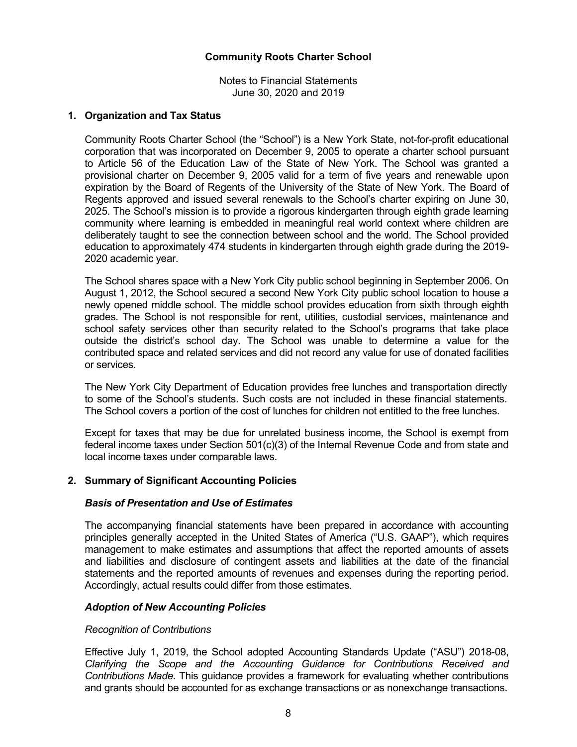# Community Roots Charter School

Notes to Financial Statements
June 30, 2020 and 2019

## 1. Organization and Tax Status

Community Roots Charter School (the "School") is a New York State, not-for-profit educational corporation that was incorporated on December 9, 2005 to operate a charter school pursuant to Article 56 of the Education Law of the State of New York. The School was granted a provisional charter on December 9, 2005 valid for a term of five years and renewable upon expiration by the Board of Regents of the University of the State of New York. The Board of Regents approved and issued several renewals to the School's charter expiring on June 30, 2025. The School's mission is to provide a rigorous kindergarten through eighth grade learning community where learning is embedded in meaningful real world context where children are deliberately taught to see the connection between school and the world. The School provided education to approximately 474 students in kindergarten through eighth grade during the 2019-2020 academic year.

The School shares space with a New York City public school beginning in September 2006. On August 1, 2012, the School secured a second New York City public school location to house a newly opened middle school. The middle school provides education from sixth through eighth grades. The School is not responsible for rent, utilities, custodial services, maintenance and school safety services other than security related to the School's programs that take place outside the district's school day. The School was unable to determine a value for the contributed space and related services and did not record any value for use of donated facilities or services.

The New York City Department of Education provides free lunches and transportation directly to some of the School's students. Such costs are not included in these financial statements. The School covers a portion of the cost of lunches for children not entitled to the free lunches.

Except for taxes that may be due for unrelated business income, the School is exempt from federal income taxes under Section 501(c)(3) of the Internal Revenue Code and from state and local income taxes under comparable laws.

## 2. Summary of Significant Accounting Policies

### *Basis of Presentation and Use of Estimates*

The accompanying financial statements have been prepared in accordance with accounting principles generally accepted in the United States of America ("U.S. GAAP"), which requires management to make estimates and assumptions that affect the reported amounts of assets and liabilities and disclosure of contingent assets and liabilities at the date of the financial statements and the reported amounts of revenues and expenses during the reporting period. Accordingly, actual results could differ from those estimates.

### *Adoption of New Accounting Policies*

*Recognition of Contributions*

Effective July 1, 2019, the School adopted Accounting Standards Update ("ASU") 2018-08, *Clarifying the Scope and the Accounting Guidance for Contributions Received and Contributions Made*. This guidance provides a framework for evaluating whether contributions and grants should be accounted for as exchange transactions or as nonexchange transactions.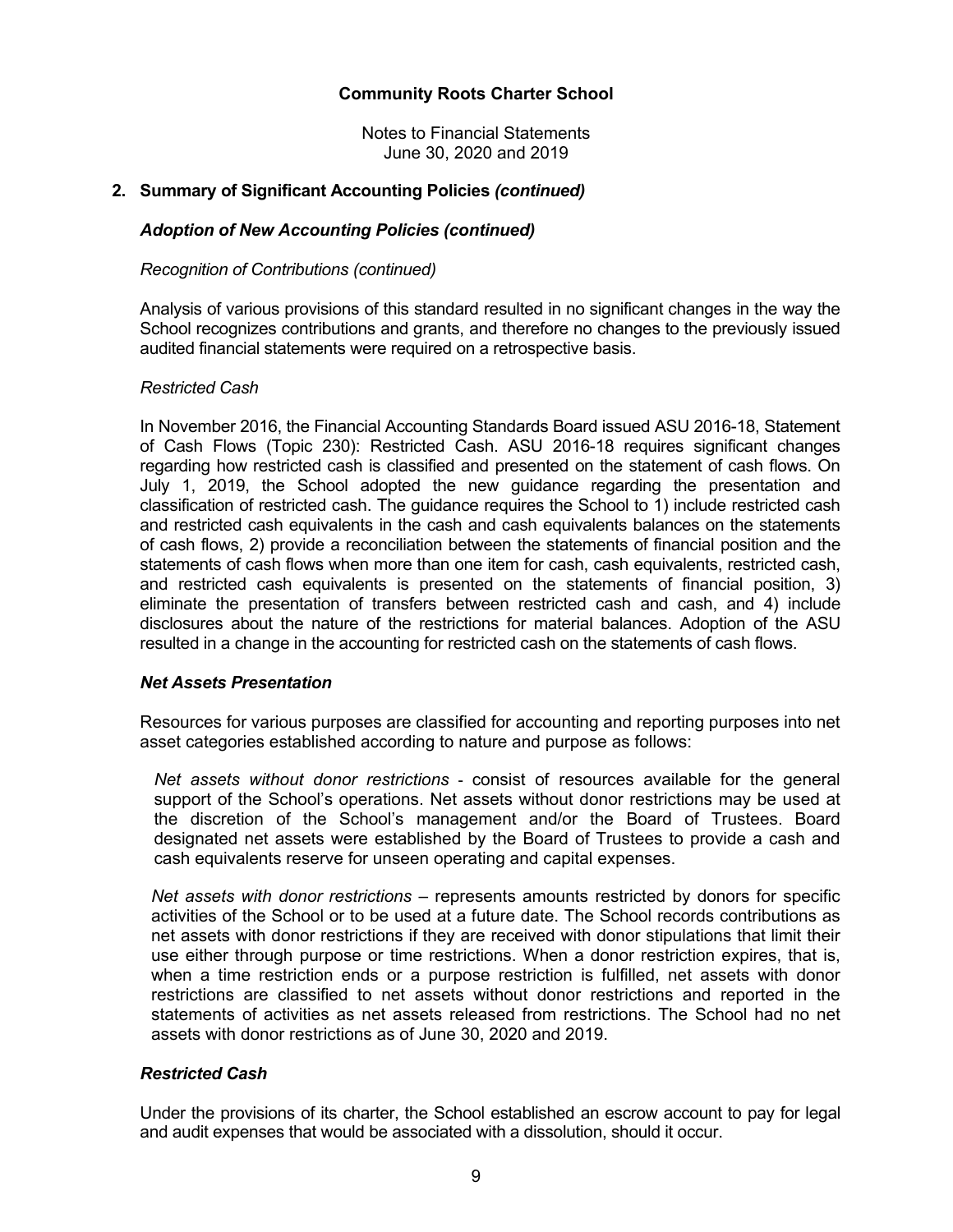## 2. Summary of Significant Accounting Policies *(continued)*

### *Adoption of New Accounting Policies (continued)*

*Recognition of Contributions (continued)*

Analysis of various provisions of this standard resulted in no significant changes in the way the School recognizes contributions and grants, and therefore no changes to the previously issued audited financial statements were required on a retrospective basis.

*Restricted Cash*

In November 2016, the Financial Accounting Standards Board issued ASU 2016-18, Statement of Cash Flows (Topic 230): Restricted Cash. ASU 2016-18 requires significant changes regarding how restricted cash is classified and presented on the statement of cash flows. On July 1, 2019, the School adopted the new guidance regarding the presentation and classification of restricted cash. The guidance requires the School to 1) include restricted cash and restricted cash equivalents in the cash and cash equivalents balances on the statements of cash flows, 2) provide a reconciliation between the statements of financial position and the statements of cash flows when more than one item for cash, cash equivalents, restricted cash, and restricted cash equivalents is presented on the statements of financial position, 3) eliminate the presentation of transfers between restricted cash and cash, and 4) include disclosures about the nature of the restrictions for material balances. Adoption of the ASU resulted in a change in the accounting for restricted cash on the statements of cash flows.

### *Net Assets Presentation*

Resources for various purposes are classified for accounting and reporting purposes into net asset categories established according to nature and purpose as follows:

*Net assets without donor restrictions* - consist of resources available for the general support of the School's operations. Net assets without donor restrictions may be used at the discretion of the School's management and/or the Board of Trustees. Board designated net assets were established by the Board of Trustees to provide a cash and cash equivalents reserve for unseen operating and capital expenses.

*Net assets with donor restrictions* – represents amounts restricted by donors for specific activities of the School or to be used at a future date. The School records contributions as net assets with donor restrictions if they are received with donor stipulations that limit their use either through purpose or time restrictions. When a donor restriction expires, that is, when a time restriction ends or a purpose restriction is fulfilled, net assets with donor restrictions are classified to net assets without donor restrictions and reported in the statements of activities as net assets released from restrictions. The School had no net assets with donor restrictions as of June 30, 2020 and 2019.

### *Restricted Cash*

Under the provisions of its charter, the School established an escrow account to pay for legal and audit expenses that would be associated with a dissolution, should it occur.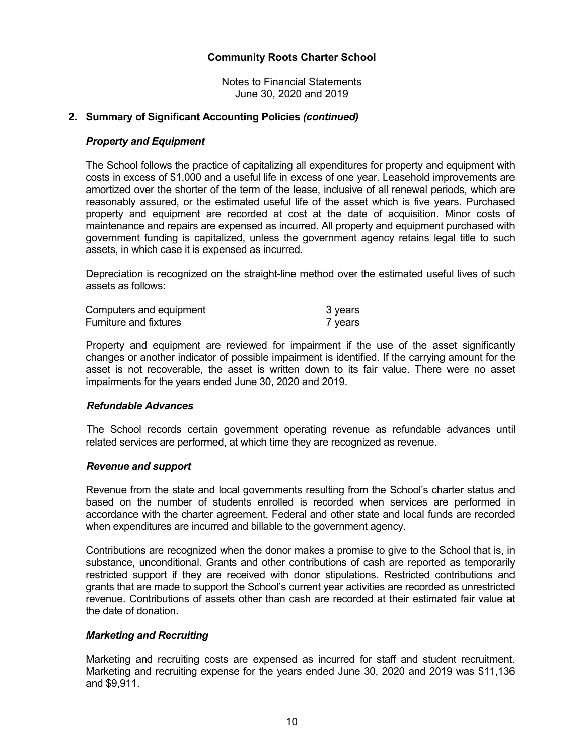# Community Roots Charter School

Notes to Financial Statements
June 30, 2020 and 2019

## 2. Summary of Significant Accounting Policies *(continued)*

### *Property and Equipment*

The School follows the practice of capitalizing all expenditures for property and equipment with costs in excess of $1,000 and a useful life in excess of one year. Leasehold improvements are amortized over the shorter of the term of the lease, inclusive of all renewal periods, which are reasonably assured, or the estimated useful life of the asset which is five years. Purchased property and equipment are recorded at cost at the date of acquisition. Minor costs of maintenance and repairs are expensed as incurred. All property and equipment purchased with government funding is capitalized, unless the government agency retains legal title to such assets, in which case it is expensed as incurred.

Depreciation is recognized on the straight-line method over the estimated useful lives of such assets as follows:

| | |
|---|---|
| Computers and equipment | 3 years |
| Furniture and fixtures | 7 years |

Property and equipment are reviewed for impairment if the use of the asset significantly changes or another indicator of possible impairment is identified. If the carrying amount for the asset is not recoverable, the asset is written down to its fair value. There were no asset impairments for the years ended June 30, 2020 and 2019.

### *Refundable Advances*

The School records certain government operating revenue as refundable advances until related services are performed, at which time they are recognized as revenue.

### *Revenue and support*

Revenue from the state and local governments resulting from the School's charter status and based on the number of students enrolled is recorded when services are performed in accordance with the charter agreement. Federal and other state and local funds are recorded when expenditures are incurred and billable to the government agency.

Contributions are recognized when the donor makes a promise to give to the School that is, in substance, unconditional. Grants and other contributions of cash are reported as temporarily restricted support if they are received with donor stipulations. Restricted contributions and grants that are made to support the School's current year activities are recorded as unrestricted revenue. Contributions of assets other than cash are recorded at their estimated fair value at the date of donation.

### *Marketing and Recruiting*

Marketing and recruiting costs are expensed as incurred for staff and student recruitment. Marketing and recruiting expense for the years ended June 30, 2020 and 2019 was $11,136 and $9,911.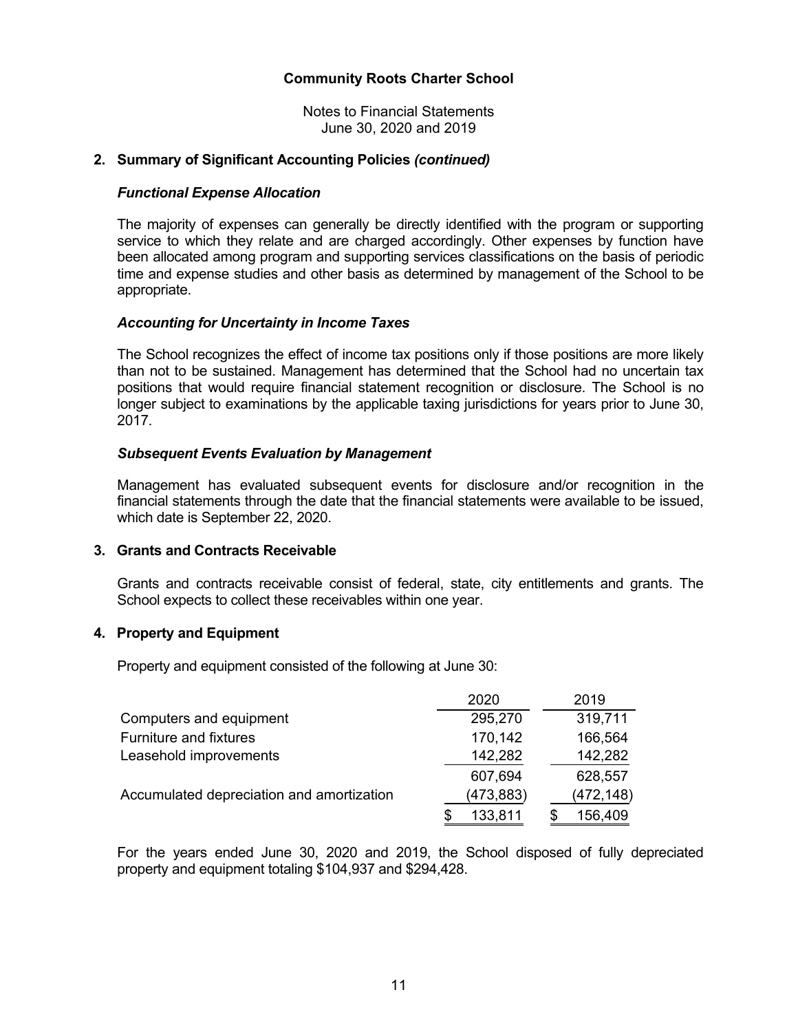# Community Roots Charter School

Notes to Financial Statements
June 30, 2020 and 2019

## 2. Summary of Significant Accounting Policies *(continued)*

### *Functional Expense Allocation*

The majority of expenses can generally be directly identified with the program or supporting service to which they relate and are charged accordingly. Other expenses by function have been allocated among program and supporting services classifications on the basis of periodic time and expense studies and other basis as determined by management of the School to be appropriate.

### *Accounting for Uncertainty in Income Taxes*

The School recognizes the effect of income tax positions only if those positions are more likely than not to be sustained. Management has determined that the School had no uncertain tax positions that would require financial statement recognition or disclosure. The School is no longer subject to examinations by the applicable taxing jurisdictions for years prior to June 30, 2017.

### *Subsequent Events Evaluation by Management*

Management has evaluated subsequent events for disclosure and/or recognition in the financial statements through the date that the financial statements were available to be issued, which date is September 22, 2020.

## 3. Grants and Contracts Receivable

Grants and contracts receivable consist of federal, state, city entitlements and grants. The School expects to collect these receivables within one year.

## 4. Property and Equipment

Property and equipment consisted of the following at June 30:

| | 2020 | 2019 |
|---|---|---|
| Computers and equipment | 295,270 | 319,711 |
| Furniture and fixtures | 170,142 | 166,564 |
| Leasehold improvements | 142,282 | 142,282 |
| | 607,694 | 628,557 |
| Accumulated depreciation and amortization | (473,883) | (472,148) |
| | $ 133,811 | $ 156,409 |

For the years ended June 30, 2020 and 2019, the School disposed of fully depreciated property and equipment totaling $104,937 and $294,428.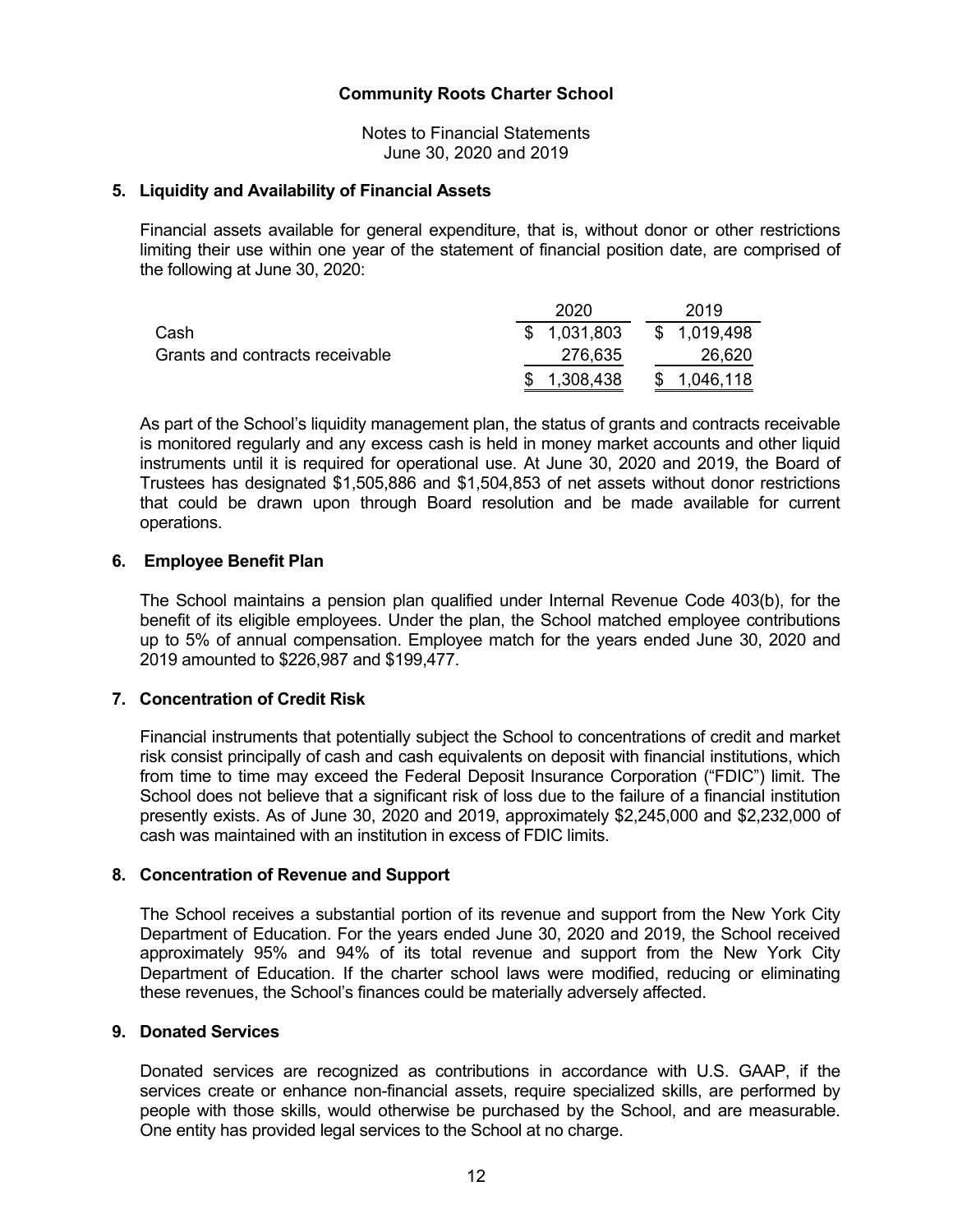# Community Roots Charter School

Notes to Financial Statements
June 30, 2020 and 2019

## 5. Liquidity and Availability of Financial Assets

Financial assets available for general expenditure, that is, without donor or other restrictions limiting their use within one year of the statement of financial position date, are comprised of the following at June 30, 2020:

| | 2020 | 2019 |
|---|---|---|
| Cash | $ 1,031,803 | $ 1,019,498 |
| Grants and contracts receivable | 276,635 | 26,620 |
| | $ 1,308,438 | $ 1,046,118 |

As part of the School's liquidity management plan, the status of grants and contracts receivable is monitored regularly and any excess cash is held in money market accounts and other liquid instruments until it is required for operational use. At June 30, 2020 and 2019, the Board of Trustees has designated $1,505,886 and $1,504,853 of net assets without donor restrictions that could be drawn upon through Board resolution and be made available for current operations.

## 6. Employee Benefit Plan

The School maintains a pension plan qualified under Internal Revenue Code 403(b), for the benefit of its eligible employees. Under the plan, the School matched employee contributions up to 5% of annual compensation. Employee match for the years ended June 30, 2020 and 2019 amounted to $226,987 and $199,477.

## 7. Concentration of Credit Risk

Financial instruments that potentially subject the School to concentrations of credit and market risk consist principally of cash and cash equivalents on deposit with financial institutions, which from time to time may exceed the Federal Deposit Insurance Corporation ("FDIC") limit. The School does not believe that a significant risk of loss due to the failure of a financial institution presently exists. As of June 30, 2020 and 2019, approximately $2,245,000 and $2,232,000 of cash was maintained with an institution in excess of FDIC limits.

## 8. Concentration of Revenue and Support

The School receives a substantial portion of its revenue and support from the New York City Department of Education. For the years ended June 30, 2020 and 2019, the School received approximately 95% and 94% of its total revenue and support from the New York City Department of Education. If the charter school laws were modified, reducing or eliminating these revenues, the School's finances could be materially adversely affected.

## 9. Donated Services

Donated services are recognized as contributions in accordance with U.S. GAAP, if the services create or enhance non-financial assets, require specialized skills, are performed by people with those skills, would otherwise be purchased by the School, and are measurable. One entity has provided legal services to the School at no charge.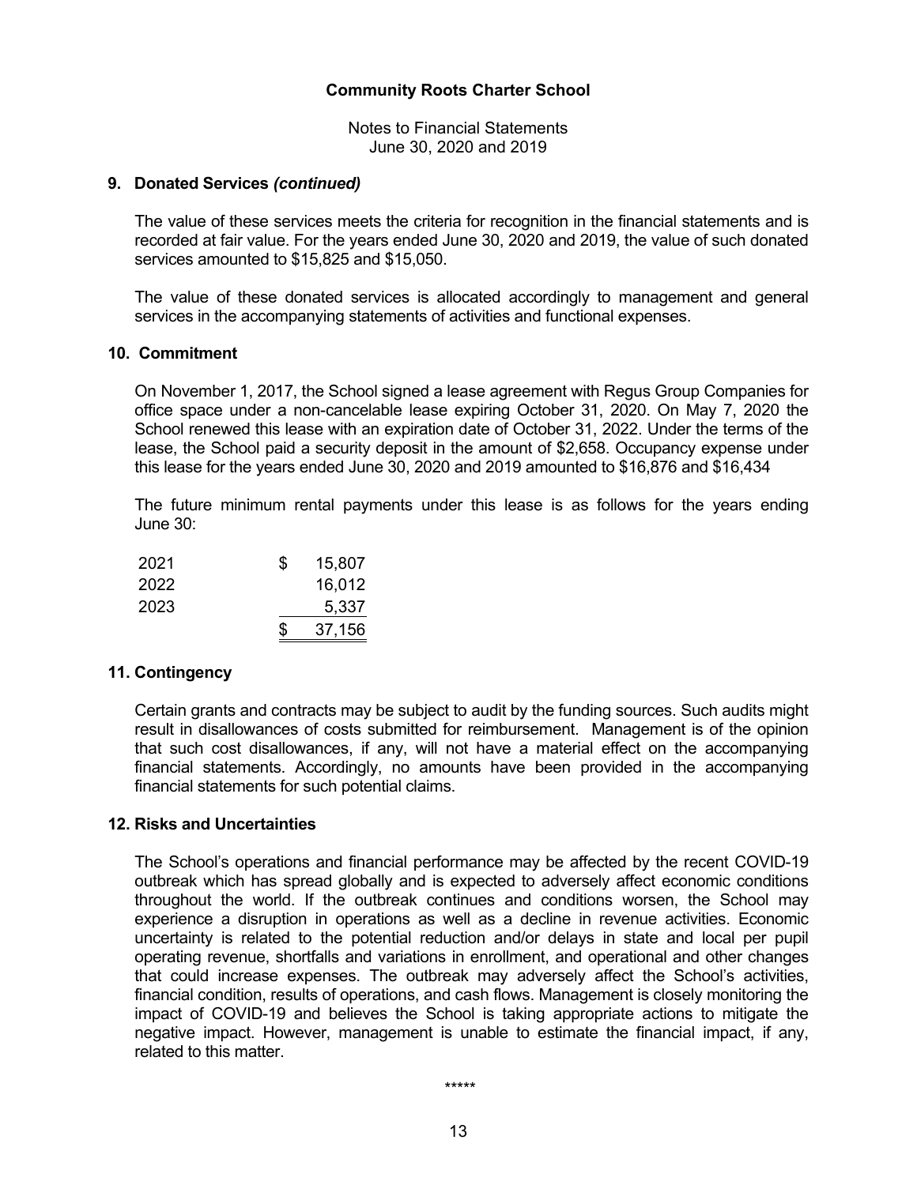**Community Roots Charter School**

Notes to Financial Statements
June 30, 2020 and 2019

## 9. Donated Services *(continued)*

The value of these services meets the criteria for recognition in the financial statements and is recorded at fair value. For the years ended June 30, 2020 and 2019, the value of such donated services amounted to $15,825 and $15,050.

The value of these donated services is allocated accordingly to management and general services in the accompanying statements of activities and functional expenses.

## 10. Commitment

On November 1, 2017, the School signed a lease agreement with Regus Group Companies for office space under a non-cancelable lease expiring October 31, 2020. On May 7, 2020 the School renewed this lease with an expiration date of October 31, 2022. Under the terms of the lease, the School paid a security deposit in the amount of $2,658. Occupancy expense under this lease for the years ended June 30, 2020 and 2019 amounted to $16,876 and $16,434

The future minimum rental payments under this lease is as follows for the years ending June 30:

| | |
|---|---|
| 2021 | $ 15,807 |
| 2022 | 16,012 |
| 2023 | 5,337 |
| | $ 37,156 |

## 11. Contingency

Certain grants and contracts may be subject to audit by the funding sources. Such audits might result in disallowances of costs submitted for reimbursement. Management is of the opinion that such cost disallowances, if any, will not have a material effect on the accompanying financial statements. Accordingly, no amounts have been provided in the accompanying financial statements for such potential claims.

## 12. Risks and Uncertainties

The School's operations and financial performance may be affected by the recent COVID-19 outbreak which has spread globally and is expected to adversely affect economic conditions throughout the world. If the outbreak continues and conditions worsen, the School may experience a disruption in operations as well as a decline in revenue activities. Economic uncertainty is related to the potential reduction and/or delays in state and local per pupil operating revenue, shortfalls and variations in enrollment, and operational and other changes that could increase expenses. The outbreak may adversely affect the School's activities, financial condition, results of operations, and cash flows. Management is closely monitoring the impact of COVID-19 and believes the School is taking appropriate actions to mitigate the negative impact. However, management is unable to estimate the financial impact, if any, related to this matter.

\*\*\*\*\*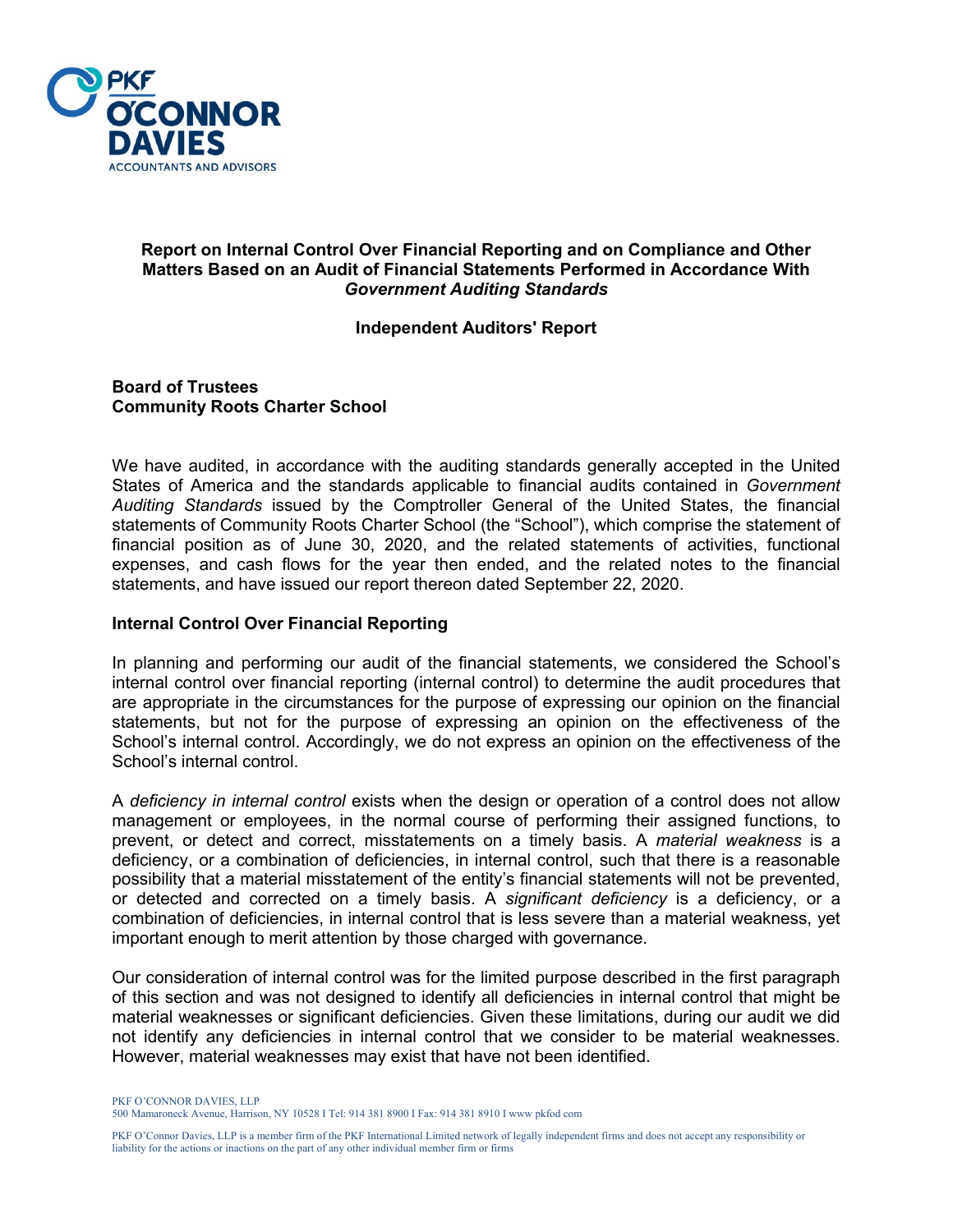PKF O'CONNOR DAVIES
ACCOUNTANTS AND ADVISORS

## Report on Internal Control Over Financial Reporting and on Compliance and Other Matters Based on an Audit of Financial Statements Performed in Accordance With *Government Auditing Standards*

### Independent Auditors' Report

**Board of Trustees**
**Community Roots Charter School**

We have audited, in accordance with the auditing standards generally accepted in the United States of America and the standards applicable to financial audits contained in *Government Auditing Standards* issued by the Comptroller General of the United States, the financial statements of Community Roots Charter School (the "School"), which comprise the statement of financial position as of June 30, 2020, and the related statements of activities, functional expenses, and cash flows for the year then ended, and the related notes to the financial statements, and have issued our report thereon dated September 22, 2020.

**Internal Control Over Financial Reporting**

In planning and performing our audit of the financial statements, we considered the School's internal control over financial reporting (internal control) to determine the audit procedures that are appropriate in the circumstances for the purpose of expressing our opinion on the financial statements, but not for the purpose of expressing an opinion on the effectiveness of the School's internal control. Accordingly, we do not express an opinion on the effectiveness of the School's internal control.

A *deficiency in internal control* exists when the design or operation of a control does not allow management or employees, in the normal course of performing their assigned functions, to prevent, or detect and correct, misstatements on a timely basis. A *material weakness* is a deficiency, or a combination of deficiencies, in internal control, such that there is a reasonable possibility that a material misstatement of the entity's financial statements will not be prevented, or detected and corrected on a timely basis. A *significant deficiency* is a deficiency, or a combination of deficiencies, in internal control that is less severe than a material weakness, yet important enough to merit attention by those charged with governance.

Our consideration of internal control was for the limited purpose described in the first paragraph of this section and was not designed to identify all deficiencies in internal control that might be material weaknesses or significant deficiencies. Given these limitations, during our audit we did not identify any deficiencies in internal control that we consider to be material weaknesses. However, material weaknesses may exist that have not been identified.

PKF O'CONNOR DAVIES, LLP
500 Mamaroneck Avenue, Harrison, NY 10528 I Tel: 914 381 8900 I Fax: 914 381 8910 I www pkfod com

PKF O'Connor Davies, LLP is a member firm of the PKF International Limited network of legally independent firms and does not accept any responsibility or liability for the actions or inactions on the part of any other individual member firm or firms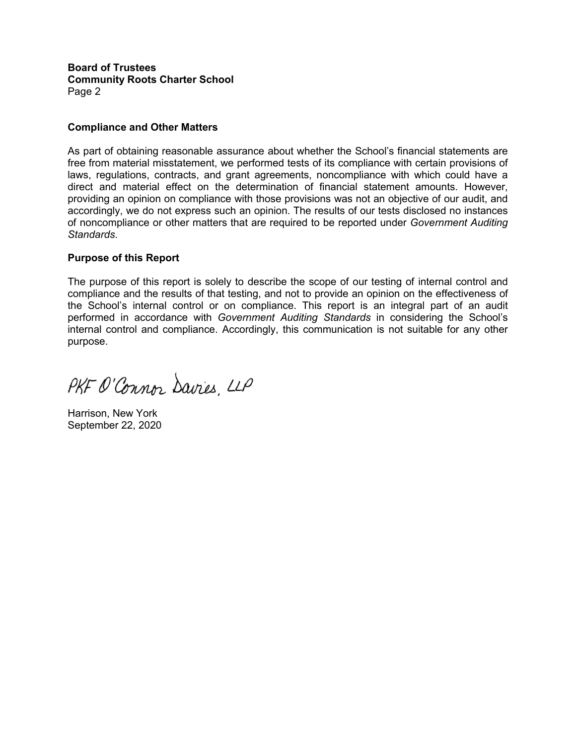**Board of Trustees**
**Community Roots Charter School**
Page 2

**Compliance and Other Matters**

As part of obtaining reasonable assurance about whether the School's financial statements are free from material misstatement, we performed tests of its compliance with certain provisions of laws, regulations, contracts, and grant agreements, noncompliance with which could have a direct and material effect on the determination of financial statement amounts. However, providing an opinion on compliance with those provisions was not an objective of our audit, and accordingly, we do not express such an opinion. The results of our tests disclosed no instances of noncompliance or other matters that are required to be reported under *Government Auditing Standards*.

**Purpose of this Report**

The purpose of this report is solely to describe the scope of our testing of internal control and compliance and the results of that testing, and not to provide an opinion on the effectiveness of the School's internal control or on compliance. This report is an integral part of an audit performed in accordance with *Government Auditing Standards* in considering the School's internal control and compliance. Accordingly, this communication is not suitable for any other purpose.

PKF O'Connor Davies, LLP

Harrison, New York
September 22, 2020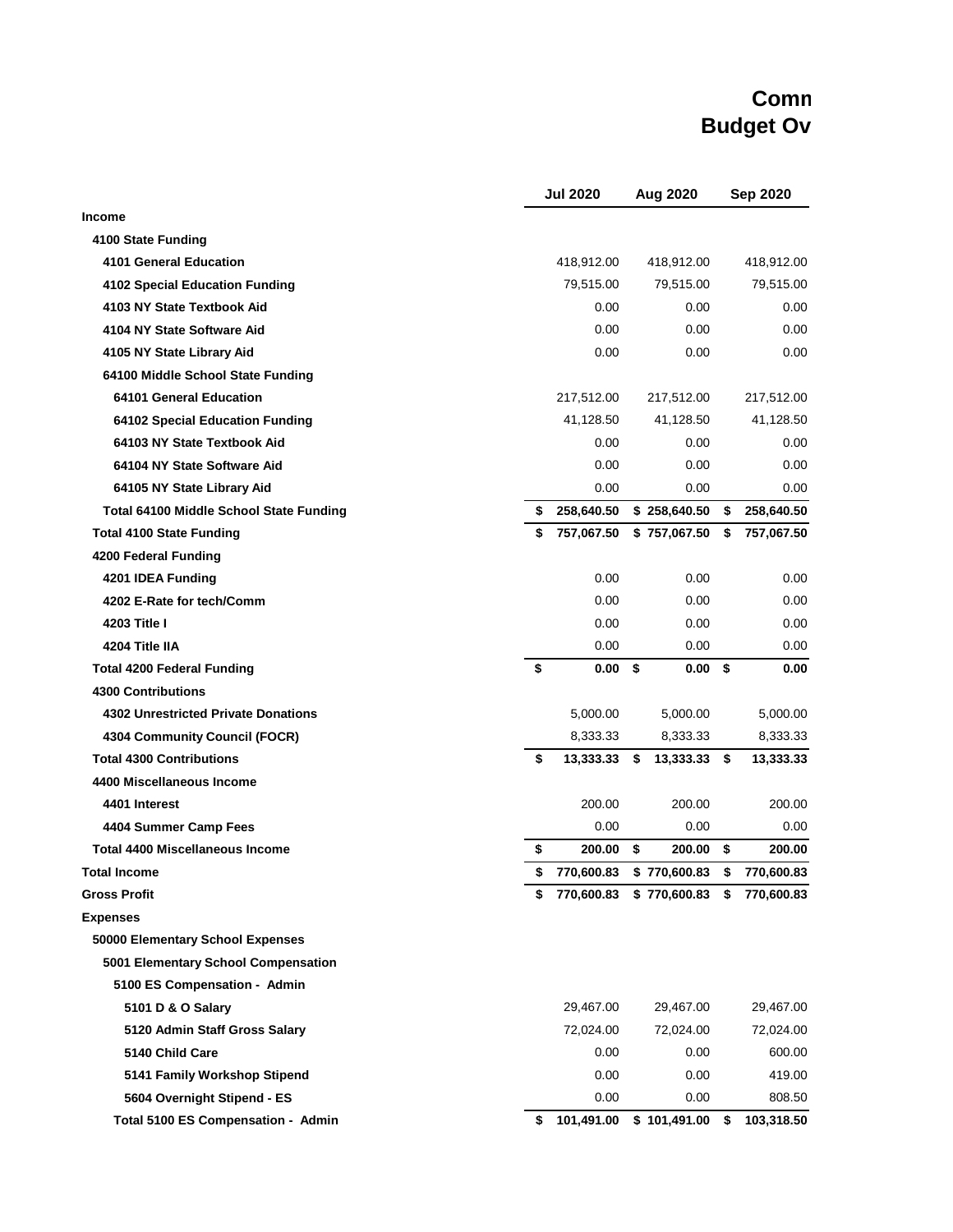# Comn
# Budget Ov

| | Jul 2020 | Aug 2020 | Sep 2020 |
|---|---|---|---|
| **Income** | | | |
| **4100 State Funding** | | | |
| **4101 General Education** | 418,912.00 | 418,912.00 | 418,912.00 |
| **4102 Special Education Funding** | 79,515.00 | 79,515.00 | 79,515.00 |
| **4103 NY State Textbook Aid** | 0.00 | 0.00 | 0.00 |
| **4104 NY State Software Aid** | 0.00 | 0.00 | 0.00 |
| **4105 NY State Library Aid** | 0.00 | 0.00 | 0.00 |
| **64100 Middle School State Funding** | | | |
| **64101 General Education** | 217,512.00 | 217,512.00 | 217,512.00 |
| **64102 Special Education Funding** | 41,128.50 | 41,128.50 | 41,128.50 |
| **64103 NY State Textbook Aid** | 0.00 | 0.00 | 0.00 |
| **64104 NY State Software Aid** | 0.00 | 0.00 | 0.00 |
| **64105 NY State Library Aid** | 0.00 | 0.00 | 0.00 |
| **Total 64100 Middle School State Funding** | **$ 258,640.50** | **$ 258,640.50** | **$ 258,640.50** |
| **Total 4100 State Funding** | **$ 757,067.50** | **$ 757,067.50** | **$ 757,067.50** |
| **4200 Federal Funding** | | | |
| **4201 IDEA Funding** | 0.00 | 0.00 | 0.00 |
| **4202 E-Rate for tech/Comm** | 0.00 | 0.00 | 0.00 |
| **4203 Title I** | 0.00 | 0.00 | 0.00 |
| **4204 Title IIA** | 0.00 | 0.00 | 0.00 |
| **Total 4200 Federal Funding** | **$ 0.00** | **$ 0.00** | **$ 0.00** |
| **4300 Contributions** | | | |
| **4302 Unrestricted Private Donations** | 5,000.00 | 5,000.00 | 5,000.00 |
| **4304 Community Council (FOCR)** | 8,333.33 | 8,333.33 | 8,333.33 |
| **Total 4300 Contributions** | **$ 13,333.33** | **$ 13,333.33** | **$ 13,333.33** |
| **4400 Miscellaneous Income** | | | |
| **4401 Interest** | 200.00 | 200.00 | 200.00 |
| **4404 Summer Camp Fees** | 0.00 | 0.00 | 0.00 |
| **Total 4400 Miscellaneous Income** | **$ 200.00** | **$ 200.00** | **$ 200.00** |
| **Total Income** | **$ 770,600.83** | **$ 770,600.83** | **$ 770,600.83** |
| **Gross Profit** | **$ 770,600.83** | **$ 770,600.83** | **$ 770,600.83** |
| **Expenses** | | | |
| **50000 Elementary School Expenses** | | | |
| **5001 Elementary School Compensation** | | | |
| **5100 ES Compensation - Admin** | | | |
| **5101 D & O Salary** | 29,467.00 | 29,467.00 | 29,467.00 |
| **5120 Admin Staff Gross Salary** | 72,024.00 | 72,024.00 | 72,024.00 |
| **5140 Child Care** | 0.00 | 0.00 | 600.00 |
| **5141 Family Workshop Stipend** | 0.00 | 0.00 | 419.00 |
| **5604 Overnight Stipend - ES** | 0.00 | 0.00 | 808.50 |
| **Total 5100 ES Compensation - Admin** | **$ 101,491.00** | **$ 101,491.00** | **$ 103,318.50** |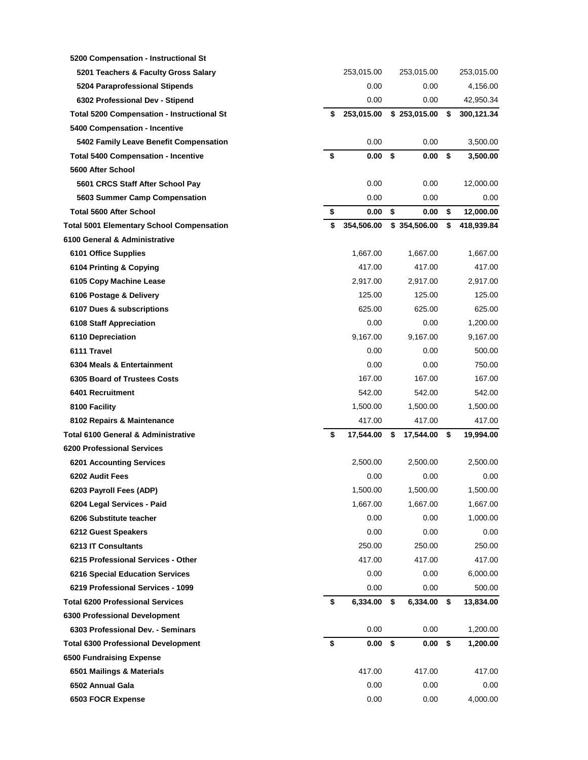| | | | |
|---|---|---|---|
| **5200 Compensation - Instructional St** | | | |
| **5201 Teachers & Faculty Gross Salary** | 253,015.00 | 253,015.00 | 253,015.00 |
| **5204 Paraprofessional Stipends** | 0.00 | 0.00 | 4,156.00 |
| **6302 Professional Dev - Stipend** | 0.00 | 0.00 | 42,950.34 |
| **Total 5200 Compensation - Instructional St** | **$ 253,015.00** | **$ 253,015.00** | **$ 300,121.34** |
| **5400 Compensation - Incentive** | | | |
| **5402 Family Leave Benefit Compensation** | 0.00 | 0.00 | 3,500.00 |
| **Total 5400 Compensation - Incentive** | **$ 0.00** | **$ 0.00** | **$ 3,500.00** |
| **5600 After School** | | | |
| **5601 CRCS Staff After School Pay** | 0.00 | 0.00 | 12,000.00 |
| **5603 Summer Camp Compensation** | 0.00 | 0.00 | 0.00 |
| **Total 5600 After School** | **$ 0.00** | **$ 0.00** | **$ 12,000.00** |
| **Total 5001 Elementary School Compensation** | **$ 354,506.00** | **$ 354,506.00** | **$ 418,939.84** |
| **6100 General & Administrative** | | | |
| **6101 Office Supplies** | 1,667.00 | 1,667.00 | 1,667.00 |
| **6104 Printing & Copying** | 417.00 | 417.00 | 417.00 |
| **6105 Copy Machine Lease** | 2,917.00 | 2,917.00 | 2,917.00 |
| **6106 Postage & Delivery** | 125.00 | 125.00 | 125.00 |
| **6107 Dues & subscriptions** | 625.00 | 625.00 | 625.00 |
| **6108 Staff Appreciation** | 0.00 | 0.00 | 1,200.00 |
| **6110 Depreciation** | 9,167.00 | 9,167.00 | 9,167.00 |
| **6111 Travel** | 0.00 | 0.00 | 500.00 |
| **6304 Meals & Entertainment** | 0.00 | 0.00 | 750.00 |
| **6305 Board of Trustees Costs** | 167.00 | 167.00 | 167.00 |
| **6401 Recruitment** | 542.00 | 542.00 | 542.00 |
| **8100 Facility** | 1,500.00 | 1,500.00 | 1,500.00 |
| **8102 Repairs & Maintenance** | 417.00 | 417.00 | 417.00 |
| **Total 6100 General & Administrative** | **$ 17,544.00** | **$ 17,544.00** | **$ 19,994.00** |
| **6200 Professional Services** | | | |
| **6201 Accounting Services** | 2,500.00 | 2,500.00 | 2,500.00 |
| **6202 Audit Fees** | 0.00 | 0.00 | 0.00 |
| **6203 Payroll Fees (ADP)** | 1,500.00 | 1,500.00 | 1,500.00 |
| **6204 Legal Services - Paid** | 1,667.00 | 1,667.00 | 1,667.00 |
| **6206 Substitute teacher** | 0.00 | 0.00 | 1,000.00 |
| **6212 Guest Speakers** | 0.00 | 0.00 | 0.00 |
| **6213 IT Consultants** | 250.00 | 250.00 | 250.00 |
| **6215 Professional Services - Other** | 417.00 | 417.00 | 417.00 |
| **6216 Special Education Services** | 0.00 | 0.00 | 6,000.00 |
| **6219 Professional Services - 1099** | 0.00 | 0.00 | 500.00 |
| **Total 6200 Professional Services** | **$ 6,334.00** | **$ 6,334.00** | **$ 13,834.00** |
| **6300 Professional Development** | | | |
| **6303 Professional Dev. - Seminars** | 0.00 | 0.00 | 1,200.00 |
| **Total 6300 Professional Development** | **$ 0.00** | **$ 0.00** | **$ 1,200.00** |
| **6500 Fundraising Expense** | | | |
| **6501 Mailings & Materials** | 417.00 | 417.00 | 417.00 |
| **6502 Annual Gala** | 0.00 | 0.00 | 0.00 |
| **6503 FOCR Expense** | 0.00 | 0.00 | 4,000.00 |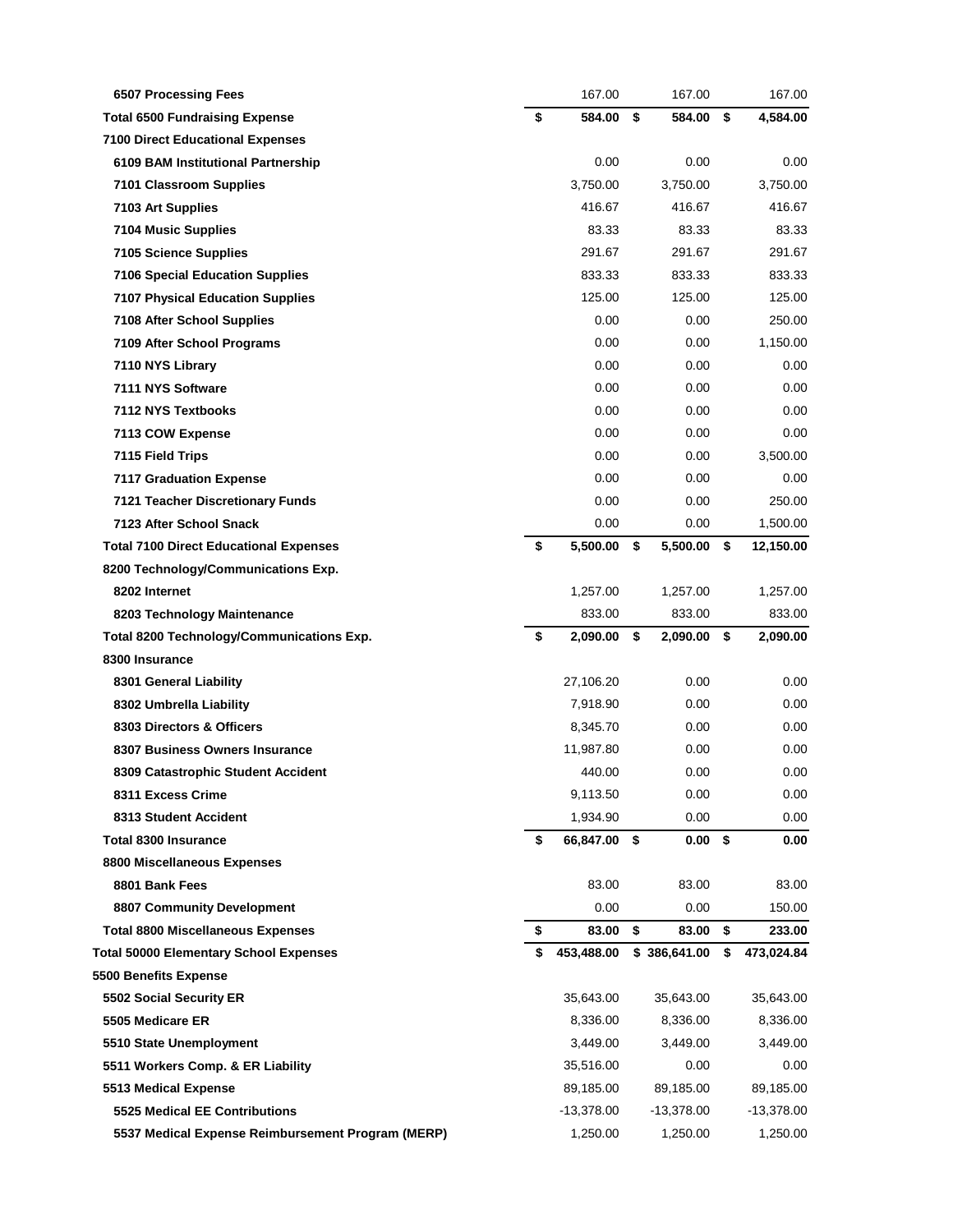| | | | |
|---|---|---|---|
| **6507 Processing Fees** | 167.00 | 167.00 | 167.00 |
| **Total 6500 Fundraising Expense** | **$ 584.00** | **$ 584.00** | **$ 4,584.00** |
| **7100 Direct Educational Expenses** | | | |
| **6109 BAM Institutional Partnership** | 0.00 | 0.00 | 0.00 |
| **7101 Classroom Supplies** | 3,750.00 | 3,750.00 | 3,750.00 |
| **7103 Art Supplies** | 416.67 | 416.67 | 416.67 |
| **7104 Music Supplies** | 83.33 | 83.33 | 83.33 |
| **7105 Science Supplies** | 291.67 | 291.67 | 291.67 |
| **7106 Special Education Supplies** | 833.33 | 833.33 | 833.33 |
| **7107 Physical Education Supplies** | 125.00 | 125.00 | 125.00 |
| **7108 After School Supplies** | 0.00 | 0.00 | 250.00 |
| **7109 After School Programs** | 0.00 | 0.00 | 1,150.00 |
| **7110 NYS Library** | 0.00 | 0.00 | 0.00 |
| **7111 NYS Software** | 0.00 | 0.00 | 0.00 |
| **7112 NYS Textbooks** | 0.00 | 0.00 | 0.00 |
| **7113 COW Expense** | 0.00 | 0.00 | 0.00 |
| **7115 Field Trips** | 0.00 | 0.00 | 3,500.00 |
| **7117 Graduation Expense** | 0.00 | 0.00 | 0.00 |
| **7121 Teacher Discretionary Funds** | 0.00 | 0.00 | 250.00 |
| **7123 After School Snack** | 0.00 | 0.00 | 1,500.00 |
| **Total 7100 Direct Educational Expenses** | **$ 5,500.00** | **$ 5,500.00** | **$ 12,150.00** |
| **8200 Technology/Communications Exp.** | | | |
| **8202 Internet** | 1,257.00 | 1,257.00 | 1,257.00 |
| **8203 Technology Maintenance** | 833.00 | 833.00 | 833.00 |
| **Total 8200 Technology/Communications Exp.** | **$ 2,090.00** | **$ 2,090.00** | **$ 2,090.00** |
| **8300 Insurance** | | | |
| **8301 General Liability** | 27,106.20 | 0.00 | 0.00 |
| **8302 Umbrella Liability** | 7,918.90 | 0.00 | 0.00 |
| **8303 Directors & Officers** | 8,345.70 | 0.00 | 0.00 |
| **8307 Business Owners Insurance** | 11,987.80 | 0.00 | 0.00 |
| **8309 Catastrophic Student Accident** | 440.00 | 0.00 | 0.00 |
| **8311 Excess Crime** | 9,113.50 | 0.00 | 0.00 |
| **8313 Student Accident** | 1,934.90 | 0.00 | 0.00 |
| **Total 8300 Insurance** | **$ 66,847.00** | **$ 0.00** | **$ 0.00** |
| **8800 Miscellaneous Expenses** | | | |
| **8801 Bank Fees** | 83.00 | 83.00 | 83.00 |
| **8807 Community Development** | 0.00 | 0.00 | 150.00 |
| **Total 8800 Miscellaneous Expenses** | **$ 83.00** | **$ 83.00** | **$ 233.00** |
| **Total 50000 Elementary School Expenses** | **$ 453,488.00** | **$ 386,641.00** | **$ 473,024.84** |
| **5500 Benefits Expense** | | | |
| **5502 Social Security ER** | 35,643.00 | 35,643.00 | 35,643.00 |
| **5505 Medicare ER** | 8,336.00 | 8,336.00 | 8,336.00 |
| **5510 State Unemployment** | 3,449.00 | 3,449.00 | 3,449.00 |
| **5511 Workers Comp. & ER Liability** | 35,516.00 | 0.00 | 0.00 |
| **5513 Medical Expense** | 89,185.00 | 89,185.00 | 89,185.00 |
| **5525 Medical EE Contributions** | -13,378.00 | -13,378.00 | -13,378.00 |
| **5537 Medical Expense Reimbursement Program (MERP)** | 1,250.00 | 1,250.00 | 1,250.00 |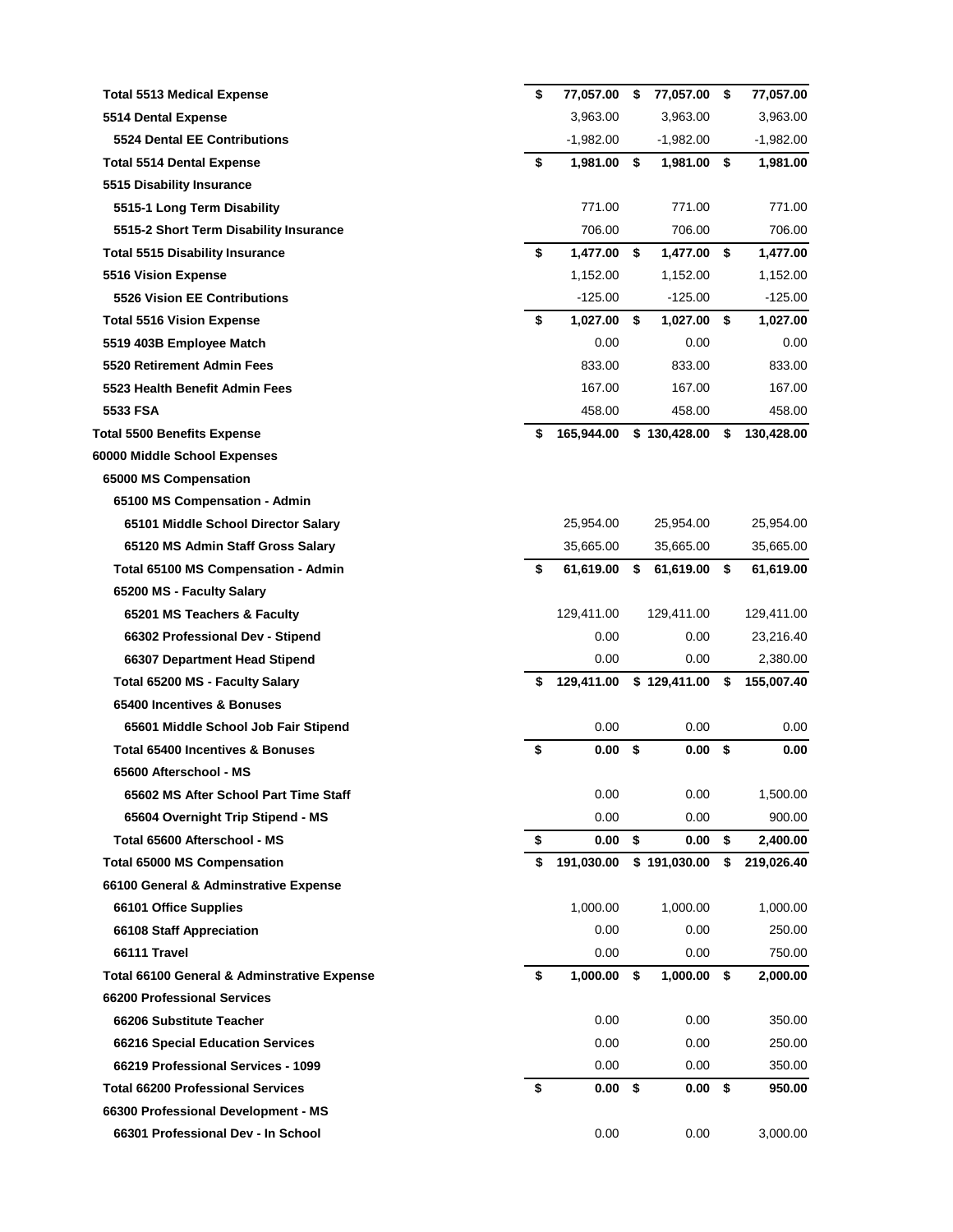| | | | |
|---|---|---|---|
| **Total 5513 Medical Expense** | **$ 77,057.00** | **$ 77,057.00** | **$ 77,057.00** |
| **5514 Dental Expense** | 3,963.00 | 3,963.00 | 3,963.00 |
| **5524 Dental EE Contributions** | -1,982.00 | -1,982.00 | -1,982.00 |
| **Total 5514 Dental Expense** | **$ 1,981.00** | **$ 1,981.00** | **$ 1,981.00** |
| **5515 Disability Insurance** | | | |
| **5515-1 Long Term Disability** | 771.00 | 771.00 | 771.00 |
| **5515-2 Short Term Disability Insurance** | 706.00 | 706.00 | 706.00 |
| **Total 5515 Disability Insurance** | **$ 1,477.00** | **$ 1,477.00** | **$ 1,477.00** |
| **5516 Vision Expense** | 1,152.00 | 1,152.00 | 1,152.00 |
| **5526 Vision EE Contributions** | -125.00 | -125.00 | -125.00 |
| **Total 5516 Vision Expense** | **$ 1,027.00** | **$ 1,027.00** | **$ 1,027.00** |
| **5519 403B Employee Match** | 0.00 | 0.00 | 0.00 |
| **5520 Retirement Admin Fees** | 833.00 | 833.00 | 833.00 |
| **5523 Health Benefit Admin Fees** | 167.00 | 167.00 | 167.00 |
| **5533 FSA** | 458.00 | 458.00 | 458.00 |
| **Total 5500 Benefits Expense** | **$ 165,944.00** | **$ 130,428.00** | **$ 130,428.00** |
| **60000 Middle School Expenses** | | | |
| **65000 MS Compensation** | | | |
| **65100 MS Compensation - Admin** | | | |
| **65101 Middle School Director Salary** | 25,954.00 | 25,954.00 | 25,954.00 |
| **65120 MS Admin Staff Gross Salary** | 35,665.00 | 35,665.00 | 35,665.00 |
| **Total 65100 MS Compensation - Admin** | **$ 61,619.00** | **$ 61,619.00** | **$ 61,619.00** |
| **65200 MS - Faculty Salary** | | | |
| **65201 MS Teachers & Faculty** | 129,411.00 | 129,411.00 | 129,411.00 |
| **66302 Professional Dev - Stipend** | 0.00 | 0.00 | 23,216.40 |
| **66307 Department Head Stipend** | 0.00 | 0.00 | 2,380.00 |
| **Total 65200 MS - Faculty Salary** | **$ 129,411.00** | **$ 129,411.00** | **$ 155,007.40** |
| **65400 Incentives & Bonuses** | | | |
| **65601 Middle School Job Fair Stipend** | 0.00 | 0.00 | 0.00 |
| **Total 65400 Incentives & Bonuses** | **$ 0.00** | **$ 0.00** | **$ 0.00** |
| **65600 Afterschool - MS** | | | |
| **65602 MS After School Part Time Staff** | 0.00 | 0.00 | 1,500.00 |
| **65604 Overnight Trip Stipend - MS** | 0.00 | 0.00 | 900.00 |
| **Total 65600 Afterschool - MS** | **$ 0.00** | **$ 0.00** | **$ 2,400.00** |
| **Total 65000 MS Compensation** | **$ 191,030.00** | **$ 191,030.00** | **$ 219,026.40** |
| **66100 General & Adminstrative Expense** | | | |
| **66101 Office Supplies** | 1,000.00 | 1,000.00 | 1,000.00 |
| **66108 Staff Appreciation** | 0.00 | 0.00 | 250.00 |
| **66111 Travel** | 0.00 | 0.00 | 750.00 |
| **Total 66100 General & Adminstrative Expense** | **$ 1,000.00** | **$ 1,000.00** | **$ 2,000.00** |
| **66200 Professional Services** | | | |
| **66206 Substitute Teacher** | 0.00 | 0.00 | 350.00 |
| **66216 Special Education Services** | 0.00 | 0.00 | 250.00 |
| **66219 Professional Services - 1099** | 0.00 | 0.00 | 350.00 |
| **Total 66200 Professional Services** | **$ 0.00** | **$ 0.00** | **$ 950.00** |
| **66300 Professional Development - MS** | | | |
| **66301 Professional Dev - In School** | 0.00 | 0.00 | 3,000.00 |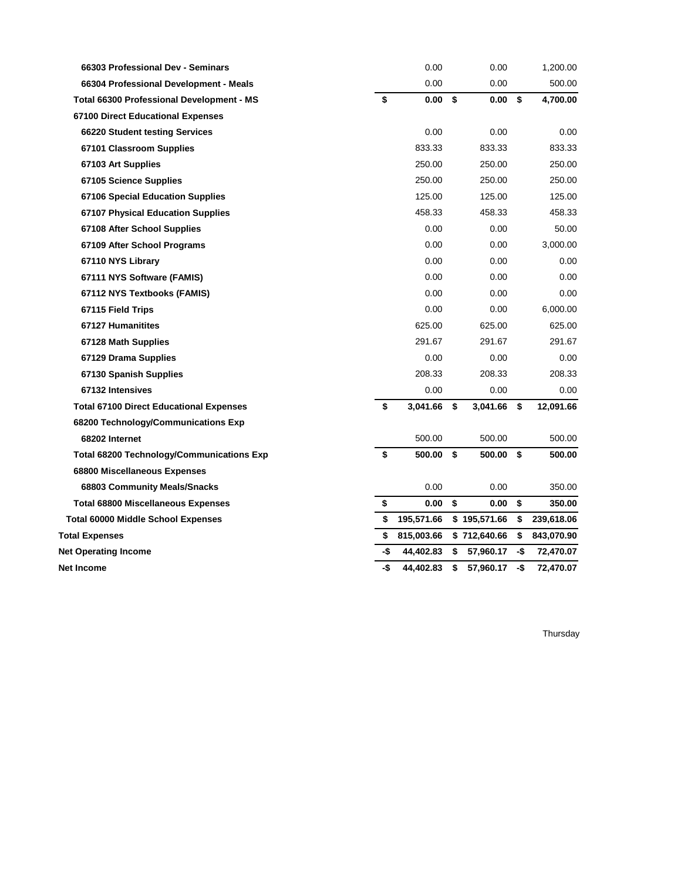| | | | |
|---|---|---|---|
| 66303 Professional Dev - Seminars | 0.00 | 0.00 | 1,200.00 |
| 66304 Professional Development - Meals | 0.00 | 0.00 | 500.00 |
| **Total 66300 Professional Development - MS** | **$ 0.00** | **$ 0.00** | **$ 4,700.00** |
| **67100 Direct Educational Expenses** | | | |
| 66220 Student testing Services | 0.00 | 0.00 | 0.00 |
| 67101 Classroom Supplies | 833.33 | 833.33 | 833.33 |
| 67103 Art Supplies | 250.00 | 250.00 | 250.00 |
| 67105 Science Supplies | 250.00 | 250.00 | 250.00 |
| 67106 Special Education Supplies | 125.00 | 125.00 | 125.00 |
| 67107 Physical Education Supplies | 458.33 | 458.33 | 458.33 |
| 67108 After School Supplies | 0.00 | 0.00 | 50.00 |
| 67109 After School Programs | 0.00 | 0.00 | 3,000.00 |
| 67110 NYS Library | 0.00 | 0.00 | 0.00 |
| 67111 NYS Software (FAMIS) | 0.00 | 0.00 | 0.00 |
| 67112 NYS Textbooks (FAMIS) | 0.00 | 0.00 | 0.00 |
| 67115 Field Trips | 0.00 | 0.00 | 6,000.00 |
| 67127 Humanitites | 625.00 | 625.00 | 625.00 |
| 67128 Math Supplies | 291.67 | 291.67 | 291.67 |
| 67129 Drama Supplies | 0.00 | 0.00 | 0.00 |
| 67130 Spanish Supplies | 208.33 | 208.33 | 208.33 |
| 67132 Intensives | 0.00 | 0.00 | 0.00 |
| **Total 67100 Direct Educational Expenses** | **$ 3,041.66** | **$ 3,041.66** | **$ 12,091.66** |
| **68200 Technology/Communications Exp** | | | |
| 68202 Internet | 500.00 | 500.00 | 500.00 |
| **Total 68200 Technology/Communications Exp** | **$ 500.00** | **$ 500.00** | **$ 500.00** |
| **68800 Miscellaneous Expenses** | | | |
| 68803 Community Meals/Snacks | 0.00 | 0.00 | 350.00 |
| **Total 68800 Miscellaneous Expenses** | **$ 0.00** | **$ 0.00** | **$ 350.00** |
| **Total 60000 Middle School Expenses** | **$ 195,571.66** | **$ 195,571.66** | **$ 239,618.06** |
| **Total Expenses** | **$ 815,003.66** | **$ 712,640.66** | **$ 843,070.90** |
| **Net Operating Income** | **-$ 44,402.83** | **$ 57,960.17** | **-$ 72,470.07** |
| **Net Income** | **-$ 44,402.83** | **$ 57,960.17** | **-$ 72,470.07** |

Thursday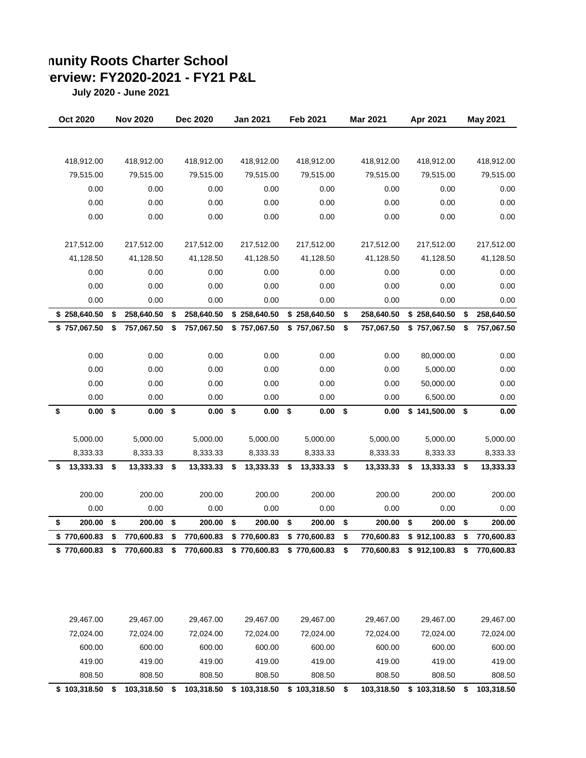# nunity Roots Charter School
# erview: FY2020-2021 - FY21 P&L

**July 2020 - June 2021**

| Oct 2020 | Nov 2020 | Dec 2020 | Jan 2021 | Feb 2021 | Mar 2021 | Apr 2021 | May 2021 |
|---|---|---|---|---|---|---|---|
| | | | | | | | |
| 418,912.00 | 418,912.00 | 418,912.00 | 418,912.00 | 418,912.00 | 418,912.00 | 418,912.00 | 418,912.00 |
| 79,515.00 | 79,515.00 | 79,515.00 | 79,515.00 | 79,515.00 | 79,515.00 | 79,515.00 | 79,515.00 |
| 0.00 | 0.00 | 0.00 | 0.00 | 0.00 | 0.00 | 0.00 | 0.00 |
| 0.00 | 0.00 | 0.00 | 0.00 | 0.00 | 0.00 | 0.00 | 0.00 |
| 0.00 | 0.00 | 0.00 | 0.00 | 0.00 | 0.00 | 0.00 | 0.00 |
| | | | | | | | |
| 217,512.00 | 217,512.00 | 217,512.00 | 217,512.00 | 217,512.00 | 217,512.00 | 217,512.00 | 217,512.00 |
| 41,128.50 | 41,128.50 | 41,128.50 | 41,128.50 | 41,128.50 | 41,128.50 | 41,128.50 | 41,128.50 |
| 0.00 | 0.00 | 0.00 | 0.00 | 0.00 | 0.00 | 0.00 | 0.00 |
| 0.00 | 0.00 | 0.00 | 0.00 | 0.00 | 0.00 | 0.00 | 0.00 |
| 0.00 | 0.00 | 0.00 | 0.00 | 0.00 | 0.00 | 0.00 | 0.00 |
| **$ 258,640.50** | **$ 258,640.50** | **$ 258,640.50** | **$ 258,640.50** | **$ 258,640.50** | **$ 258,640.50** | **$ 258,640.50** | **$ 258,640.50** |
| **$ 757,067.50** | **$ 757,067.50** | **$ 757,067.50** | **$ 757,067.50** | **$ 757,067.50** | **$ 757,067.50** | **$ 757,067.50** | **$ 757,067.50** |
| | | | | | | | |
| 0.00 | 0.00 | 0.00 | 0.00 | 0.00 | 0.00 | 80,000.00 | 0.00 |
| 0.00 | 0.00 | 0.00 | 0.00 | 0.00 | 0.00 | 5,000.00 | 0.00 |
| 0.00 | 0.00 | 0.00 | 0.00 | 0.00 | 0.00 | 50,000.00 | 0.00 |
| 0.00 | 0.00 | 0.00 | 0.00 | 0.00 | 0.00 | 6,500.00 | 0.00 |
| **$ 0.00** | **$ 0.00** | **$ 0.00** | **$ 0.00** | **$ 0.00** | **$ 0.00** | **$ 141,500.00** | **$ 0.00** |
| | | | | | | | |
| 5,000.00 | 5,000.00 | 5,000.00 | 5,000.00 | 5,000.00 | 5,000.00 | 5,000.00 | 5,000.00 |
| 8,333.33 | 8,333.33 | 8,333.33 | 8,333.33 | 8,333.33 | 8,333.33 | 8,333.33 | 8,333.33 |
| **$ 13,333.33** | **$ 13,333.33** | **$ 13,333.33** | **$ 13,333.33** | **$ 13,333.33** | **$ 13,333.33** | **$ 13,333.33** | **$ 13,333.33** |
| | | | | | | | |
| 200.00 | 200.00 | 200.00 | 200.00 | 200.00 | 200.00 | 200.00 | 200.00 |
| 0.00 | 0.00 | 0.00 | 0.00 | 0.00 | 0.00 | 0.00 | 0.00 |
| **$ 200.00** | **$ 200.00** | **$ 200.00** | **$ 200.00** | **$ 200.00** | **$ 200.00** | **$ 200.00** | **$ 200.00** |
| **$ 770,600.83** | **$ 770,600.83** | **$ 770,600.83** | **$ 770,600.83** | **$ 770,600.83** | **$ 770,600.83** | **$ 912,100.83** | **$ 770,600.83** |
| **$ 770,600.83** | **$ 770,600.83** | **$ 770,600.83** | **$ 770,600.83** | **$ 770,600.83** | **$ 770,600.83** | **$ 912,100.83** | **$ 770,600.83** |
| | | | | | | | |
| 29,467.00 | 29,467.00 | 29,467.00 | 29,467.00 | 29,467.00 | 29,467.00 | 29,467.00 | 29,467.00 |
| 72,024.00 | 72,024.00 | 72,024.00 | 72,024.00 | 72,024.00 | 72,024.00 | 72,024.00 | 72,024.00 |
| 600.00 | 600.00 | 600.00 | 600.00 | 600.00 | 600.00 | 600.00 | 600.00 |
| 419.00 | 419.00 | 419.00 | 419.00 | 419.00 | 419.00 | 419.00 | 419.00 |
| 808.50 | 808.50 | 808.50 | 808.50 | 808.50 | 808.50 | 808.50 | 808.50 |
| **$ 103,318.50** | **$ 103,318.50** | **$ 103,318.50** | **$ 103,318.50** | **$ 103,318.50** | **$ 103,318.50** | **$ 103,318.50** | **$ 103,318.50** |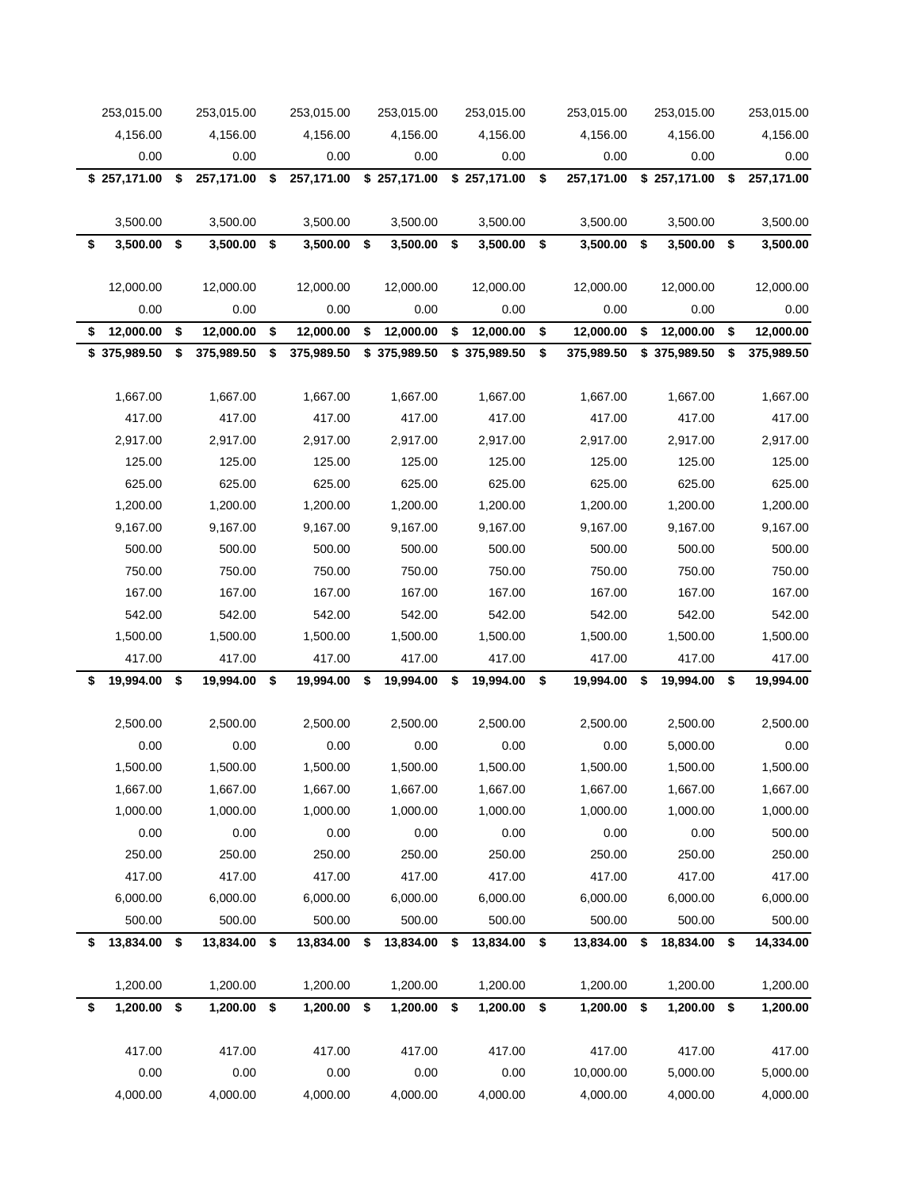| | | | | | | | |
|---|---|---|---|---|---|---|---|
| 253,015.00 | 253,015.00 | 253,015.00 | 253,015.00 | 253,015.00 | 253,015.00 | 253,015.00 | 253,015.00 |
| 4,156.00 | 4,156.00 | 4,156.00 | 4,156.00 | 4,156.00 | 4,156.00 | 4,156.00 | 4,156.00 |
| 0.00 | 0.00 | 0.00 | 0.00 | 0.00 | 0.00 | 0.00 | 0.00 |
| **$ 257,171.00** | **$ 257,171.00** | **$ 257,171.00** | **$ 257,171.00** | **$ 257,171.00** | **$ 257,171.00** | **$ 257,171.00** | **$ 257,171.00** |
| | | | | | | | |
| 3,500.00 | 3,500.00 | 3,500.00 | 3,500.00 | 3,500.00 | 3,500.00 | 3,500.00 | 3,500.00 |
| **$ 3,500.00** | **$ 3,500.00** | **$ 3,500.00** | **$ 3,500.00** | **$ 3,500.00** | **$ 3,500.00** | **$ 3,500.00** | **$ 3,500.00** |
| | | | | | | | |
| 12,000.00 | 12,000.00 | 12,000.00 | 12,000.00 | 12,000.00 | 12,000.00 | 12,000.00 | 12,000.00 |
| 0.00 | 0.00 | 0.00 | 0.00 | 0.00 | 0.00 | 0.00 | 0.00 |
| **$ 12,000.00** | **$ 12,000.00** | **$ 12,000.00** | **$ 12,000.00** | **$ 12,000.00** | **$ 12,000.00** | **$ 12,000.00** | **$ 12,000.00** |
| **$ 375,989.50** | **$ 375,989.50** | **$ 375,989.50** | **$ 375,989.50** | **$ 375,989.50** | **$ 375,989.50** | **$ 375,989.50** | **$ 375,989.50** |
| | | | | | | | |
| 1,667.00 | 1,667.00 | 1,667.00 | 1,667.00 | 1,667.00 | 1,667.00 | 1,667.00 | 1,667.00 |
| 417.00 | 417.00 | 417.00 | 417.00 | 417.00 | 417.00 | 417.00 | 417.00 |
| 2,917.00 | 2,917.00 | 2,917.00 | 2,917.00 | 2,917.00 | 2,917.00 | 2,917.00 | 2,917.00 |
| 125.00 | 125.00 | 125.00 | 125.00 | 125.00 | 125.00 | 125.00 | 125.00 |
| 625.00 | 625.00 | 625.00 | 625.00 | 625.00 | 625.00 | 625.00 | 625.00 |
| 1,200.00 | 1,200.00 | 1,200.00 | 1,200.00 | 1,200.00 | 1,200.00 | 1,200.00 | 1,200.00 |
| 9,167.00 | 9,167.00 | 9,167.00 | 9,167.00 | 9,167.00 | 9,167.00 | 9,167.00 | 9,167.00 |
| 500.00 | 500.00 | 500.00 | 500.00 | 500.00 | 500.00 | 500.00 | 500.00 |
| 750.00 | 750.00 | 750.00 | 750.00 | 750.00 | 750.00 | 750.00 | 750.00 |
| 167.00 | 167.00 | 167.00 | 167.00 | 167.00 | 167.00 | 167.00 | 167.00 |
| 542.00 | 542.00 | 542.00 | 542.00 | 542.00 | 542.00 | 542.00 | 542.00 |
| 1,500.00 | 1,500.00 | 1,500.00 | 1,500.00 | 1,500.00 | 1,500.00 | 1,500.00 | 1,500.00 |
| 417.00 | 417.00 | 417.00 | 417.00 | 417.00 | 417.00 | 417.00 | 417.00 |
| **$ 19,994.00** | **$ 19,994.00** | **$ 19,994.00** | **$ 19,994.00** | **$ 19,994.00** | **$ 19,994.00** | **$ 19,994.00** | **$ 19,994.00** |
| | | | | | | | |
| 2,500.00 | 2,500.00 | 2,500.00 | 2,500.00 | 2,500.00 | 2,500.00 | 2,500.00 | 2,500.00 |
| 0.00 | 0.00 | 0.00 | 0.00 | 0.00 | 0.00 | 5,000.00 | 0.00 |
| 1,500.00 | 1,500.00 | 1,500.00 | 1,500.00 | 1,500.00 | 1,500.00 | 1,500.00 | 1,500.00 |
| 1,667.00 | 1,667.00 | 1,667.00 | 1,667.00 | 1,667.00 | 1,667.00 | 1,667.00 | 1,667.00 |
| 1,000.00 | 1,000.00 | 1,000.00 | 1,000.00 | 1,000.00 | 1,000.00 | 1,000.00 | 1,000.00 |
| 0.00 | 0.00 | 0.00 | 0.00 | 0.00 | 0.00 | 0.00 | 500.00 |
| 250.00 | 250.00 | 250.00 | 250.00 | 250.00 | 250.00 | 250.00 | 250.00 |
| 417.00 | 417.00 | 417.00 | 417.00 | 417.00 | 417.00 | 417.00 | 417.00 |
| 6,000.00 | 6,000.00 | 6,000.00 | 6,000.00 | 6,000.00 | 6,000.00 | 6,000.00 | 6,000.00 |
| 500.00 | 500.00 | 500.00 | 500.00 | 500.00 | 500.00 | 500.00 | 500.00 |
| **$ 13,834.00** | **$ 13,834.00** | **$ 13,834.00** | **$ 13,834.00** | **$ 13,834.00** | **$ 13,834.00** | **$ 18,834.00** | **$ 14,334.00** |
| | | | | | | | |
| 1,200.00 | 1,200.00 | 1,200.00 | 1,200.00 | 1,200.00 | 1,200.00 | 1,200.00 | 1,200.00 |
| **$ 1,200.00** | **$ 1,200.00** | **$ 1,200.00** | **$ 1,200.00** | **$ 1,200.00** | **$ 1,200.00** | **$ 1,200.00** | **$ 1,200.00** |
| | | | | | | | |
| 417.00 | 417.00 | 417.00 | 417.00 | 417.00 | 417.00 | 417.00 | 417.00 |
| 0.00 | 0.00 | 0.00 | 0.00 | 0.00 | 10,000.00 | 5,000.00 | 5,000.00 |
| 4,000.00 | 4,000.00 | 4,000.00 | 4,000.00 | 4,000.00 | 4,000.00 | 4,000.00 | 4,000.00 |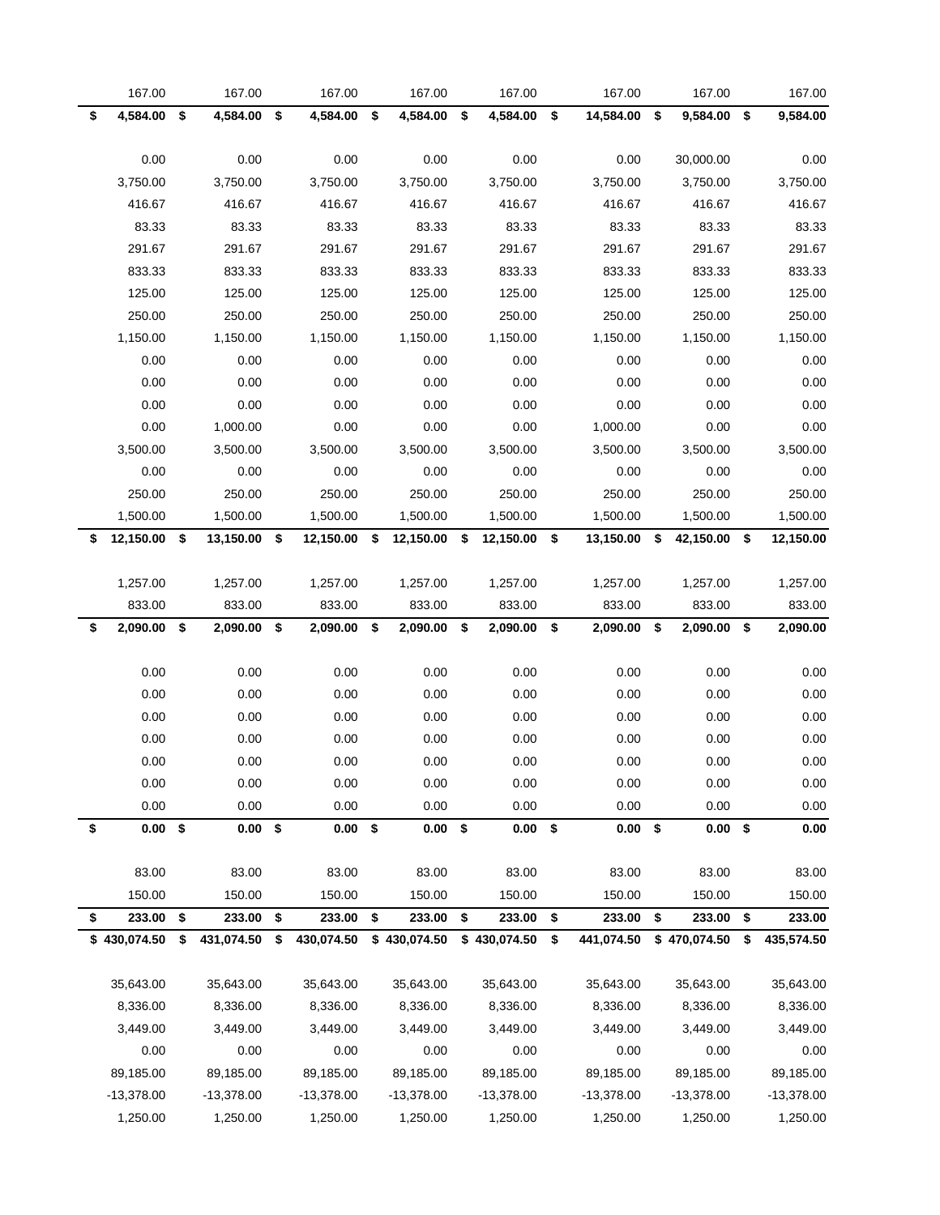| | | | | | | | |
|---|---|---|---|---|---|---|---|
| 167.00 | 167.00 | 167.00 | 167.00 | 167.00 | 167.00 | 167.00 | 167.00 |
| **$ 4,584.00** | **$ 4,584.00** | **$ 4,584.00** | **$ 4,584.00** | **$ 4,584.00** | **$ 14,584.00** | **$ 9,584.00** | **$ 9,584.00** |
| | | | | | | | |
| 0.00 | 0.00 | 0.00 | 0.00 | 0.00 | 0.00 | 30,000.00 | 0.00 |
| 3,750.00 | 3,750.00 | 3,750.00 | 3,750.00 | 3,750.00 | 3,750.00 | 3,750.00 | 3,750.00 |
| 416.67 | 416.67 | 416.67 | 416.67 | 416.67 | 416.67 | 416.67 | 416.67 |
| 83.33 | 83.33 | 83.33 | 83.33 | 83.33 | 83.33 | 83.33 | 83.33 |
| 291.67 | 291.67 | 291.67 | 291.67 | 291.67 | 291.67 | 291.67 | 291.67 |
| 833.33 | 833.33 | 833.33 | 833.33 | 833.33 | 833.33 | 833.33 | 833.33 |
| 125.00 | 125.00 | 125.00 | 125.00 | 125.00 | 125.00 | 125.00 | 125.00 |
| 250.00 | 250.00 | 250.00 | 250.00 | 250.00 | 250.00 | 250.00 | 250.00 |
| 1,150.00 | 1,150.00 | 1,150.00 | 1,150.00 | 1,150.00 | 1,150.00 | 1,150.00 | 1,150.00 |
| 0.00 | 0.00 | 0.00 | 0.00 | 0.00 | 0.00 | 0.00 | 0.00 |
| 0.00 | 0.00 | 0.00 | 0.00 | 0.00 | 0.00 | 0.00 | 0.00 |
| 0.00 | 0.00 | 0.00 | 0.00 | 0.00 | 0.00 | 0.00 | 0.00 |
| 0.00 | 1,000.00 | 0.00 | 0.00 | 0.00 | 1,000.00 | 0.00 | 0.00 |
| 3,500.00 | 3,500.00 | 3,500.00 | 3,500.00 | 3,500.00 | 3,500.00 | 3,500.00 | 3,500.00 |
| 0.00 | 0.00 | 0.00 | 0.00 | 0.00 | 0.00 | 0.00 | 0.00 |
| 250.00 | 250.00 | 250.00 | 250.00 | 250.00 | 250.00 | 250.00 | 250.00 |
| 1,500.00 | 1,500.00 | 1,500.00 | 1,500.00 | 1,500.00 | 1,500.00 | 1,500.00 | 1,500.00 |
| **$ 12,150.00** | **$ 13,150.00** | **$ 12,150.00** | **$ 12,150.00** | **$ 12,150.00** | **$ 13,150.00** | **$ 42,150.00** | **$ 12,150.00** |
| | | | | | | | |
| 1,257.00 | 1,257.00 | 1,257.00 | 1,257.00 | 1,257.00 | 1,257.00 | 1,257.00 | 1,257.00 |
| 833.00 | 833.00 | 833.00 | 833.00 | 833.00 | 833.00 | 833.00 | 833.00 |
| **$ 2,090.00** | **$ 2,090.00** | **$ 2,090.00** | **$ 2,090.00** | **$ 2,090.00** | **$ 2,090.00** | **$ 2,090.00** | **$ 2,090.00** |
| | | | | | | | |
| 0.00 | 0.00 | 0.00 | 0.00 | 0.00 | 0.00 | 0.00 | 0.00 |
| 0.00 | 0.00 | 0.00 | 0.00 | 0.00 | 0.00 | 0.00 | 0.00 |
| 0.00 | 0.00 | 0.00 | 0.00 | 0.00 | 0.00 | 0.00 | 0.00 |
| 0.00 | 0.00 | 0.00 | 0.00 | 0.00 | 0.00 | 0.00 | 0.00 |
| 0.00 | 0.00 | 0.00 | 0.00 | 0.00 | 0.00 | 0.00 | 0.00 |
| 0.00 | 0.00 | 0.00 | 0.00 | 0.00 | 0.00 | 0.00 | 0.00 |
| 0.00 | 0.00 | 0.00 | 0.00 | 0.00 | 0.00 | 0.00 | 0.00 |
| **$ 0.00** | **$ 0.00** | **$ 0.00** | **$ 0.00** | **$ 0.00** | **$ 0.00** | **$ 0.00** | **$ 0.00** |
| | | | | | | | |
| 83.00 | 83.00 | 83.00 | 83.00 | 83.00 | 83.00 | 83.00 | 83.00 |
| 150.00 | 150.00 | 150.00 | 150.00 | 150.00 | 150.00 | 150.00 | 150.00 |
| **$ 233.00** | **$ 233.00** | **$ 233.00** | **$ 233.00** | **$ 233.00** | **$ 233.00** | **$ 233.00** | **$ 233.00** |
| **$ 430,074.50** | **$ 431,074.50** | **$ 430,074.50** | **$ 430,074.50** | **$ 430,074.50** | **$ 441,074.50** | **$ 470,074.50** | **$ 435,574.50** |
| | | | | | | | |
| 35,643.00 | 35,643.00 | 35,643.00 | 35,643.00 | 35,643.00 | 35,643.00 | 35,643.00 | 35,643.00 |
| 8,336.00 | 8,336.00 | 8,336.00 | 8,336.00 | 8,336.00 | 8,336.00 | 8,336.00 | 8,336.00 |
| 3,449.00 | 3,449.00 | 3,449.00 | 3,449.00 | 3,449.00 | 3,449.00 | 3,449.00 | 3,449.00 |
| 0.00 | 0.00 | 0.00 | 0.00 | 0.00 | 0.00 | 0.00 | 0.00 |
| 89,185.00 | 89,185.00 | 89,185.00 | 89,185.00 | 89,185.00 | 89,185.00 | 89,185.00 | 89,185.00 |
| -13,378.00 | -13,378.00 | -13,378.00 | -13,378.00 | -13,378.00 | -13,378.00 | -13,378.00 | -13,378.00 |
| 1,250.00 | 1,250.00 | 1,250.00 | 1,250.00 | 1,250.00 | 1,250.00 | 1,250.00 | 1,250.00 |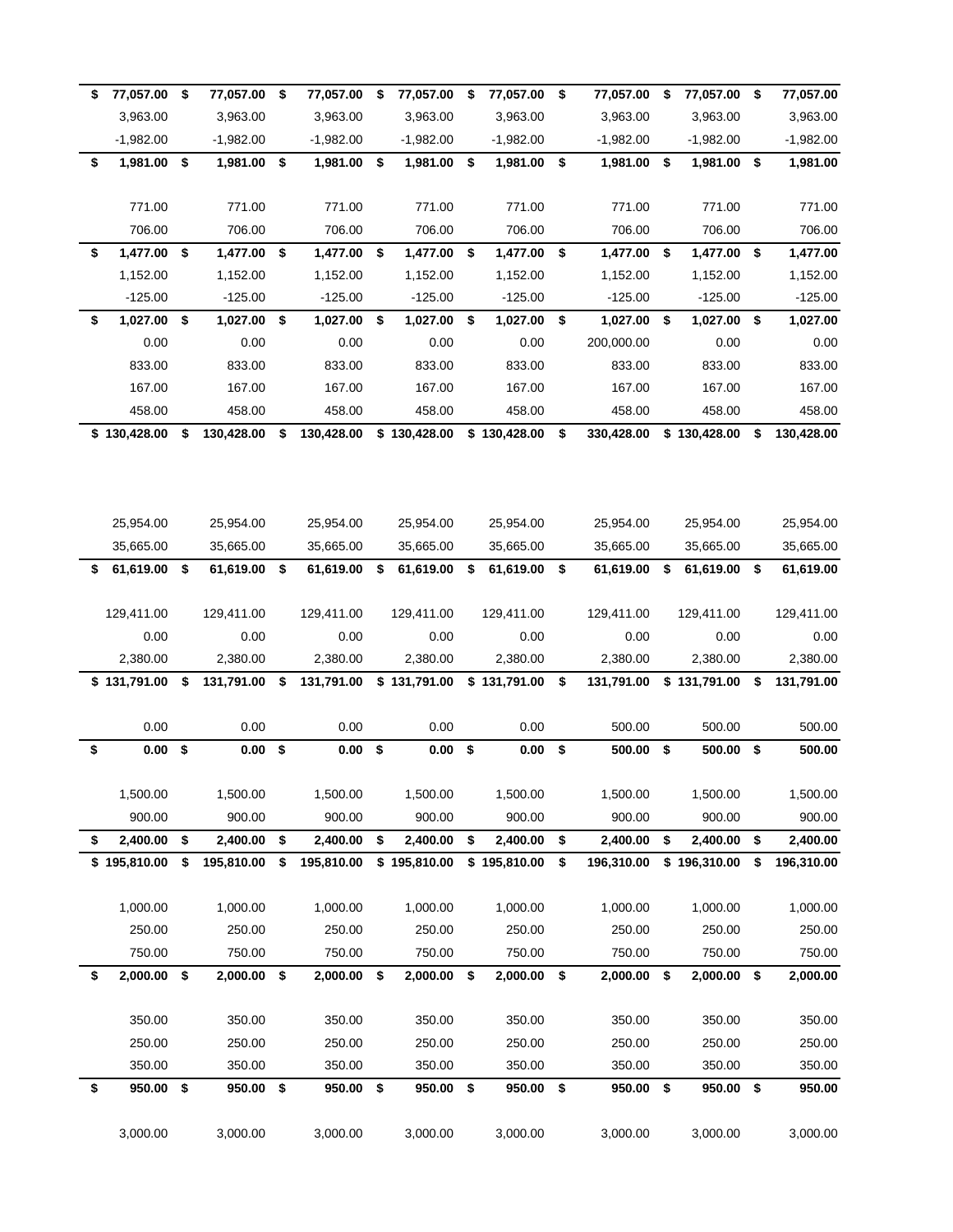| | | | | | | | |
|---|---|---|---|---|---|---|---|
| **$ 77,057.00** | **$ 77,057.00** | **$ 77,057.00** | **$ 77,057.00** | **$ 77,057.00** | **$ 77,057.00** | **$ 77,057.00** | **$ 77,057.00** |
| 3,963.00 | 3,963.00 | 3,963.00 | 3,963.00 | 3,963.00 | 3,963.00 | 3,963.00 | 3,963.00 |
| -1,982.00 | -1,982.00 | -1,982.00 | -1,982.00 | -1,982.00 | -1,982.00 | -1,982.00 | -1,982.00 |
| **$ 1,981.00** | **$ 1,981.00** | **$ 1,981.00** | **$ 1,981.00** | **$ 1,981.00** | **$ 1,981.00** | **$ 1,981.00** | **$ 1,981.00** |
| | | | | | | | |
| 771.00 | 771.00 | 771.00 | 771.00 | 771.00 | 771.00 | 771.00 | 771.00 |
| 706.00 | 706.00 | 706.00 | 706.00 | 706.00 | 706.00 | 706.00 | 706.00 |
| **$ 1,477.00** | **$ 1,477.00** | **$ 1,477.00** | **$ 1,477.00** | **$ 1,477.00** | **$ 1,477.00** | **$ 1,477.00** | **$ 1,477.00** |
| 1,152.00 | 1,152.00 | 1,152.00 | 1,152.00 | 1,152.00 | 1,152.00 | 1,152.00 | 1,152.00 |
| -125.00 | -125.00 | -125.00 | -125.00 | -125.00 | -125.00 | -125.00 | -125.00 |
| **$ 1,027.00** | **$ 1,027.00** | **$ 1,027.00** | **$ 1,027.00** | **$ 1,027.00** | **$ 1,027.00** | **$ 1,027.00** | **$ 1,027.00** |
| 0.00 | 0.00 | 0.00 | 0.00 | 0.00 | 200,000.00 | 0.00 | 0.00 |
| 833.00 | 833.00 | 833.00 | 833.00 | 833.00 | 833.00 | 833.00 | 833.00 |
| 167.00 | 167.00 | 167.00 | 167.00 | 167.00 | 167.00 | 167.00 | 167.00 |
| 458.00 | 458.00 | 458.00 | 458.00 | 458.00 | 458.00 | 458.00 | 458.00 |
| **$ 130,428.00** | **$ 130,428.00** | **$ 130,428.00** | **$ 130,428.00** | **$ 130,428.00** | **$ 330,428.00** | **$ 130,428.00** | **$ 130,428.00** |
| | | | | | | | |
| 25,954.00 | 25,954.00 | 25,954.00 | 25,954.00 | 25,954.00 | 25,954.00 | 25,954.00 | 25,954.00 |
| 35,665.00 | 35,665.00 | 35,665.00 | 35,665.00 | 35,665.00 | 35,665.00 | 35,665.00 | 35,665.00 |
| **$ 61,619.00** | **$ 61,619.00** | **$ 61,619.00** | **$ 61,619.00** | **$ 61,619.00** | **$ 61,619.00** | **$ 61,619.00** | **$ 61,619.00** |
| | | | | | | | |
| 129,411.00 | 129,411.00 | 129,411.00 | 129,411.00 | 129,411.00 | 129,411.00 | 129,411.00 | 129,411.00 |
| 0.00 | 0.00 | 0.00 | 0.00 | 0.00 | 0.00 | 0.00 | 0.00 |
| 2,380.00 | 2,380.00 | 2,380.00 | 2,380.00 | 2,380.00 | 2,380.00 | 2,380.00 | 2,380.00 |
| **$ 131,791.00** | **$ 131,791.00** | **$ 131,791.00** | **$ 131,791.00** | **$ 131,791.00** | **$ 131,791.00** | **$ 131,791.00** | **$ 131,791.00** |
| | | | | | | | |
| 0.00 | 0.00 | 0.00 | 0.00 | 0.00 | 500.00 | 500.00 | 500.00 |
| **$ 0.00** | **$ 0.00** | **$ 0.00** | **$ 0.00** | **$ 0.00** | **$ 500.00** | **$ 500.00** | **$ 500.00** |
| | | | | | | | |
| 1,500.00 | 1,500.00 | 1,500.00 | 1,500.00 | 1,500.00 | 1,500.00 | 1,500.00 | 1,500.00 |
| 900.00 | 900.00 | 900.00 | 900.00 | 900.00 | 900.00 | 900.00 | 900.00 |
| **$ 2,400.00** | **$ 2,400.00** | **$ 2,400.00** | **$ 2,400.00** | **$ 2,400.00** | **$ 2,400.00** | **$ 2,400.00** | **$ 2,400.00** |
| **$ 195,810.00** | **$ 195,810.00** | **$ 195,810.00** | **$ 195,810.00** | **$ 195,810.00** | **$ 196,310.00** | **$ 196,310.00** | **$ 196,310.00** |
| | | | | | | | |
| 1,000.00 | 1,000.00 | 1,000.00 | 1,000.00 | 1,000.00 | 1,000.00 | 1,000.00 | 1,000.00 |
| 250.00 | 250.00 | 250.00 | 250.00 | 250.00 | 250.00 | 250.00 | 250.00 |
| 750.00 | 750.00 | 750.00 | 750.00 | 750.00 | 750.00 | 750.00 | 750.00 |
| **$ 2,000.00** | **$ 2,000.00** | **$ 2,000.00** | **$ 2,000.00** | **$ 2,000.00** | **$ 2,000.00** | **$ 2,000.00** | **$ 2,000.00** |
| | | | | | | | |
| 350.00 | 350.00 | 350.00 | 350.00 | 350.00 | 350.00 | 350.00 | 350.00 |
| 250.00 | 250.00 | 250.00 | 250.00 | 250.00 | 250.00 | 250.00 | 250.00 |
| 350.00 | 350.00 | 350.00 | 350.00 | 350.00 | 350.00 | 350.00 | 350.00 |
| **$ 950.00** | **$ 950.00** | **$ 950.00** | **$ 950.00** | **$ 950.00** | **$ 950.00** | **$ 950.00** | **$ 950.00** |
| | | | | | | | |
| 3,000.00 | 3,000.00 | 3,000.00 | 3,000.00 | 3,000.00 | 3,000.00 | 3,000.00 | 3,000.00 |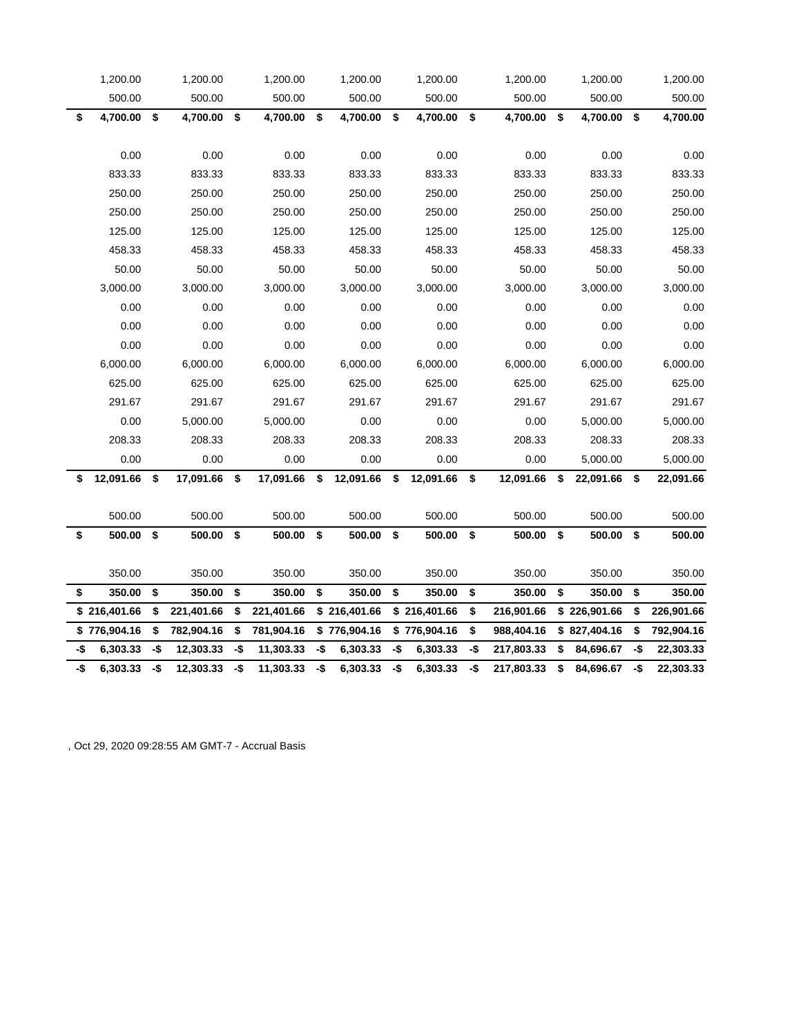| | | | | | | | |
|---|---|---|---|---|---|---|---|
| 1,200.00 | 1,200.00 | 1,200.00 | 1,200.00 | 1,200.00 | 1,200.00 | 1,200.00 | 1,200.00 |
| 500.00 | 500.00 | 500.00 | 500.00 | 500.00 | 500.00 | 500.00 | 500.00 |
| **$ 4,700.00** | **$ 4,700.00** | **$ 4,700.00** | **$ 4,700.00** | **$ 4,700.00** | **$ 4,700.00** | **$ 4,700.00** | **$ 4,700.00** |
| | | | | | | | |
| 0.00 | 0.00 | 0.00 | 0.00 | 0.00 | 0.00 | 0.00 | 0.00 |
| 833.33 | 833.33 | 833.33 | 833.33 | 833.33 | 833.33 | 833.33 | 833.33 |
| 250.00 | 250.00 | 250.00 | 250.00 | 250.00 | 250.00 | 250.00 | 250.00 |
| 250.00 | 250.00 | 250.00 | 250.00 | 250.00 | 250.00 | 250.00 | 250.00 |
| 125.00 | 125.00 | 125.00 | 125.00 | 125.00 | 125.00 | 125.00 | 125.00 |
| 458.33 | 458.33 | 458.33 | 458.33 | 458.33 | 458.33 | 458.33 | 458.33 |
| 50.00 | 50.00 | 50.00 | 50.00 | 50.00 | 50.00 | 50.00 | 50.00 |
| 3,000.00 | 3,000.00 | 3,000.00 | 3,000.00 | 3,000.00 | 3,000.00 | 3,000.00 | 3,000.00 |
| 0.00 | 0.00 | 0.00 | 0.00 | 0.00 | 0.00 | 0.00 | 0.00 |
| 0.00 | 0.00 | 0.00 | 0.00 | 0.00 | 0.00 | 0.00 | 0.00 |
| 0.00 | 0.00 | 0.00 | 0.00 | 0.00 | 0.00 | 0.00 | 0.00 |
| 6,000.00 | 6,000.00 | 6,000.00 | 6,000.00 | 6,000.00 | 6,000.00 | 6,000.00 | 6,000.00 |
| 625.00 | 625.00 | 625.00 | 625.00 | 625.00 | 625.00 | 625.00 | 625.00 |
| 291.67 | 291.67 | 291.67 | 291.67 | 291.67 | 291.67 | 291.67 | 291.67 |
| 0.00 | 5,000.00 | 5,000.00 | 0.00 | 0.00 | 0.00 | 5,000.00 | 5,000.00 |
| 208.33 | 208.33 | 208.33 | 208.33 | 208.33 | 208.33 | 208.33 | 208.33 |
| 0.00 | 0.00 | 0.00 | 0.00 | 0.00 | 0.00 | 5,000.00 | 5,000.00 |
| **$ 12,091.66** | **$ 17,091.66** | **$ 17,091.66** | **$ 12,091.66** | **$ 12,091.66** | **$ 12,091.66** | **$ 22,091.66** | **$ 22,091.66** |
| | | | | | | | |
| 500.00 | 500.00 | 500.00 | 500.00 | 500.00 | 500.00 | 500.00 | 500.00 |
| **$ 500.00** | **$ 500.00** | **$ 500.00** | **$ 500.00** | **$ 500.00** | **$ 500.00** | **$ 500.00** | **$ 500.00** |
| | | | | | | | |
| 350.00 | 350.00 | 350.00 | 350.00 | 350.00 | 350.00 | 350.00 | 350.00 |
| **$ 350.00** | **$ 350.00** | **$ 350.00** | **$ 350.00** | **$ 350.00** | **$ 350.00** | **$ 350.00** | **$ 350.00** |
| **$ 216,401.66** | **$ 221,401.66** | **$ 221,401.66** | **$ 216,401.66** | **$ 216,401.66** | **$ 216,901.66** | **$ 226,901.66** | **$ 226,901.66** |
| **$ 776,904.16** | **$ 782,904.16** | **$ 781,904.16** | **$ 776,904.16** | **$ 776,904.16** | **$ 988,404.16** | **$ 827,404.16** | **$ 792,904.16** |
| **-$ 6,303.33** | **-$ 12,303.33** | **-$ 11,303.33** | **-$ 6,303.33** | **-$ 6,303.33** | **-$ 217,803.33** | **$ 84,696.67** | **-$ 22,303.33** |
| **-$ 6,303.33** | **-$ 12,303.33** | **-$ 11,303.33** | **-$ 6,303.33** | **-$ 6,303.33** | **-$ 217,803.33** | **$ 84,696.67** | **-$ 22,303.33** |

, Oct 29, 2020 09:28:55 AM GMT-7 - Accrual Basis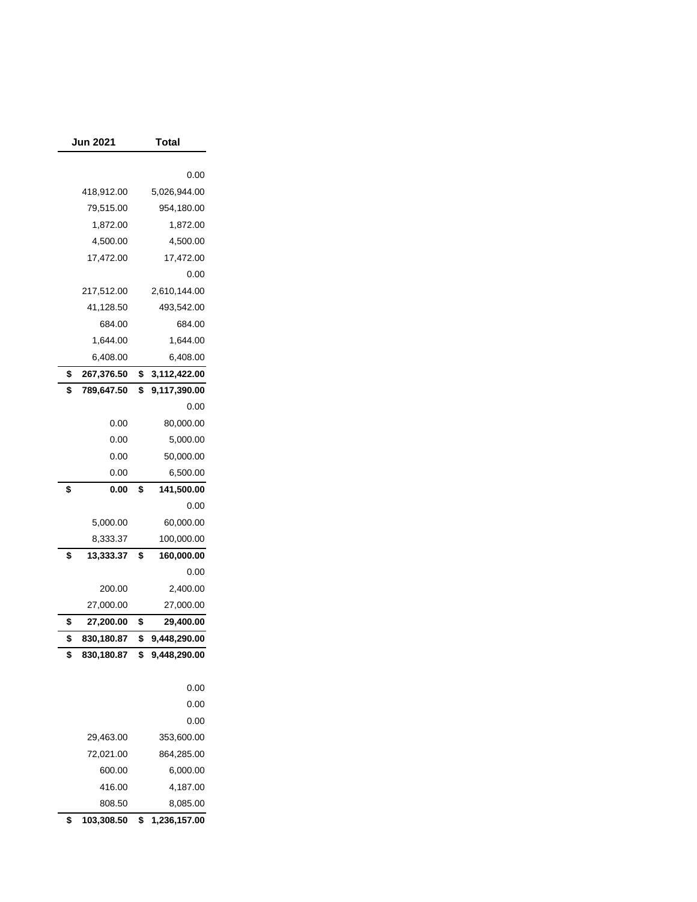| Jun 2021 | Total |
| --- | --- |
| | 0.00 |
| 418,912.00 | 5,026,944.00 |
| 79,515.00 | 954,180.00 |
| 1,872.00 | 1,872.00 |
| 4,500.00 | 4,500.00 |
| 17,472.00 | 17,472.00 |
| | 0.00 |
| 217,512.00 | 2,610,144.00 |
| 41,128.50 | 493,542.00 |
| 684.00 | 684.00 |
| 1,644.00 | 1,644.00 |
| 6,408.00 | 6,408.00 |
| **$ 267,376.50** | **$ 3,112,422.00** |
| **$ 789,647.50** | **$ 9,117,390.00** |
| | 0.00 |
| 0.00 | 80,000.00 |
| 0.00 | 5,000.00 |
| 0.00 | 50,000.00 |
| 0.00 | 6,500.00 |
| **$ 0.00** | **$ 141,500.00** |
| | 0.00 |
| 5,000.00 | 60,000.00 |
| 8,333.37 | 100,000.00 |
| **$ 13,333.37** | **$ 160,000.00** |
| | 0.00 |
| 200.00 | 2,400.00 |
| 27,000.00 | 27,000.00 |
| **$ 27,200.00** | **$ 29,400.00** |
| **$ 830,180.87** | **$ 9,448,290.00** |
| **$ 830,180.87** | **$ 9,448,290.00** |
| | |
| | 0.00 |
| | 0.00 |
| | 0.00 |
| 29,463.00 | 353,600.00 |
| 72,021.00 | 864,285.00 |
| 600.00 | 6,000.00 |
| 416.00 | 4,187.00 |
| 808.50 | 8,085.00 |
| **$ 103,308.50** | **$ 1,236,157.00** |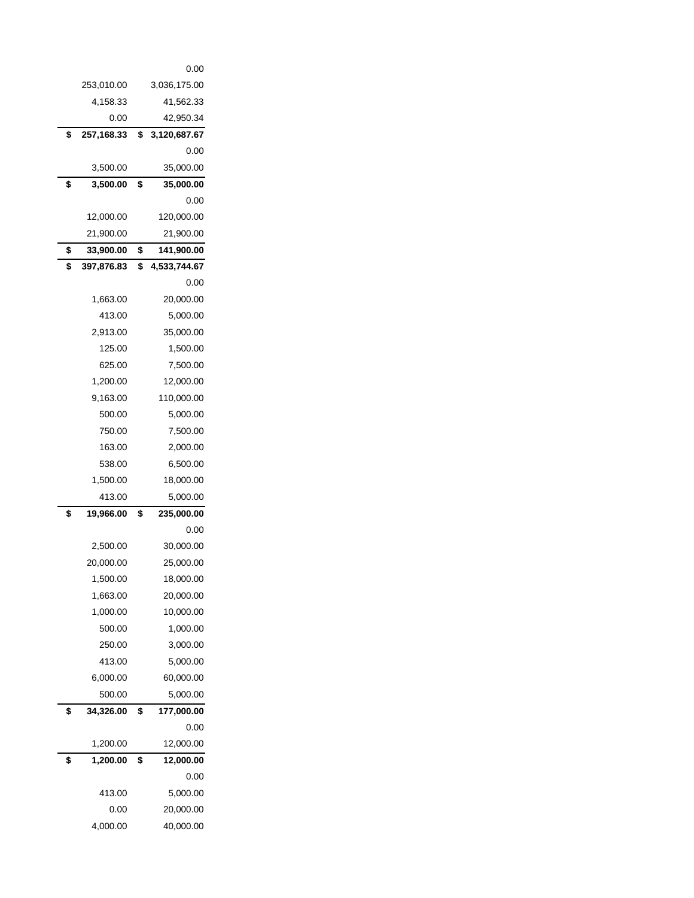| | |
|---|---|
| | 0.00 |
| 253,010.00 | 3,036,175.00 |
| 4,158.33 | 41,562.33 |
| 0.00 | 42,950.34 |
| **$ 257,168.33** | **$ 3,120,687.67** |
| | 0.00 |
| 3,500.00 | 35,000.00 |
| **$ 3,500.00** | **$ 35,000.00** |
| | 0.00 |
| 12,000.00 | 120,000.00 |
| 21,900.00 | 21,900.00 |
| **$ 33,900.00** | **$ 141,900.00** |
| **$ 397,876.83** | **$ 4,533,744.67** |
| | 0.00 |
| 1,663.00 | 20,000.00 |
| 413.00 | 5,000.00 |
| 2,913.00 | 35,000.00 |
| 125.00 | 1,500.00 |
| 625.00 | 7,500.00 |
| 1,200.00 | 12,000.00 |
| 9,163.00 | 110,000.00 |
| 500.00 | 5,000.00 |
| 750.00 | 7,500.00 |
| 163.00 | 2,000.00 |
| 538.00 | 6,500.00 |
| 1,500.00 | 18,000.00 |
| 413.00 | 5,000.00 |
| **$ 19,966.00** | **$ 235,000.00** |
| | 0.00 |
| 2,500.00 | 30,000.00 |
| 20,000.00 | 25,000.00 |
| 1,500.00 | 18,000.00 |
| 1,663.00 | 20,000.00 |
| 1,000.00 | 10,000.00 |
| 500.00 | 1,000.00 |
| 250.00 | 3,000.00 |
| 413.00 | 5,000.00 |
| 6,000.00 | 60,000.00 |
| 500.00 | 5,000.00 |
| **$ 34,326.00** | **$ 177,000.00** |
| | 0.00 |
| 1,200.00 | 12,000.00 |
| **$ 1,200.00** | **$ 12,000.00** |
| | 0.00 |
| 413.00 | 5,000.00 |
| 0.00 | 20,000.00 |
| 4,000.00 | 40,000.00 |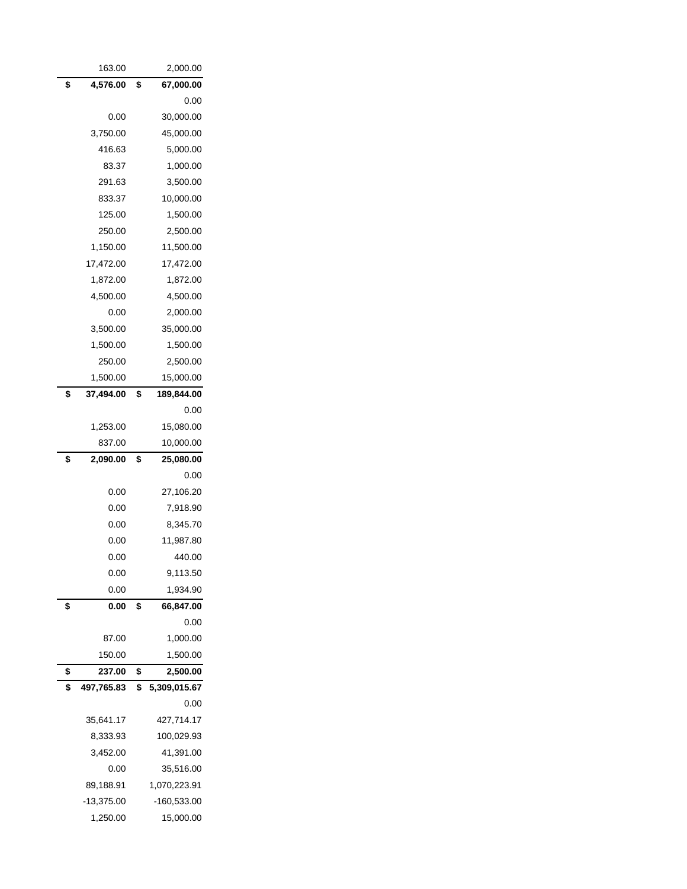| | |
|---|---|
| 163.00 | 2,000.00 |
| **$ 4,576.00** | **$ 67,000.00** |
| | 0.00 |
| 0.00 | 30,000.00 |
| 3,750.00 | 45,000.00 |
| 416.63 | 5,000.00 |
| 83.37 | 1,000.00 |
| 291.63 | 3,500.00 |
| 833.37 | 10,000.00 |
| 125.00 | 1,500.00 |
| 250.00 | 2,500.00 |
| 1,150.00 | 11,500.00 |
| 17,472.00 | 17,472.00 |
| 1,872.00 | 1,872.00 |
| 4,500.00 | 4,500.00 |
| 0.00 | 2,000.00 |
| 3,500.00 | 35,000.00 |
| 1,500.00 | 1,500.00 |
| 250.00 | 2,500.00 |
| 1,500.00 | 15,000.00 |
| **$ 37,494.00** | **$ 189,844.00** |
| | 0.00 |
| 1,253.00 | 15,080.00 |
| 837.00 | 10,000.00 |
| **$ 2,090.00** | **$ 25,080.00** |
| | 0.00 |
| 0.00 | 27,106.20 |
| 0.00 | 7,918.90 |
| 0.00 | 8,345.70 |
| 0.00 | 11,987.80 |
| 0.00 | 440.00 |
| 0.00 | 9,113.50 |
| 0.00 | 1,934.90 |
| **$ 0.00** | **$ 66,847.00** |
| | 0.00 |
| 87.00 | 1,000.00 |
| 150.00 | 1,500.00 |
| **$ 237.00** | **$ 2,500.00** |
| **$ 497,765.83** | **$ 5,309,015.67** |
| | 0.00 |
| 35,641.17 | 427,714.17 |
| 8,333.93 | 100,029.93 |
| 3,452.00 | 41,391.00 |
| 0.00 | 35,516.00 |
| 89,188.91 | 1,070,223.91 |
| -13,375.00 | -160,533.00 |
| 1,250.00 | 15,000.00 |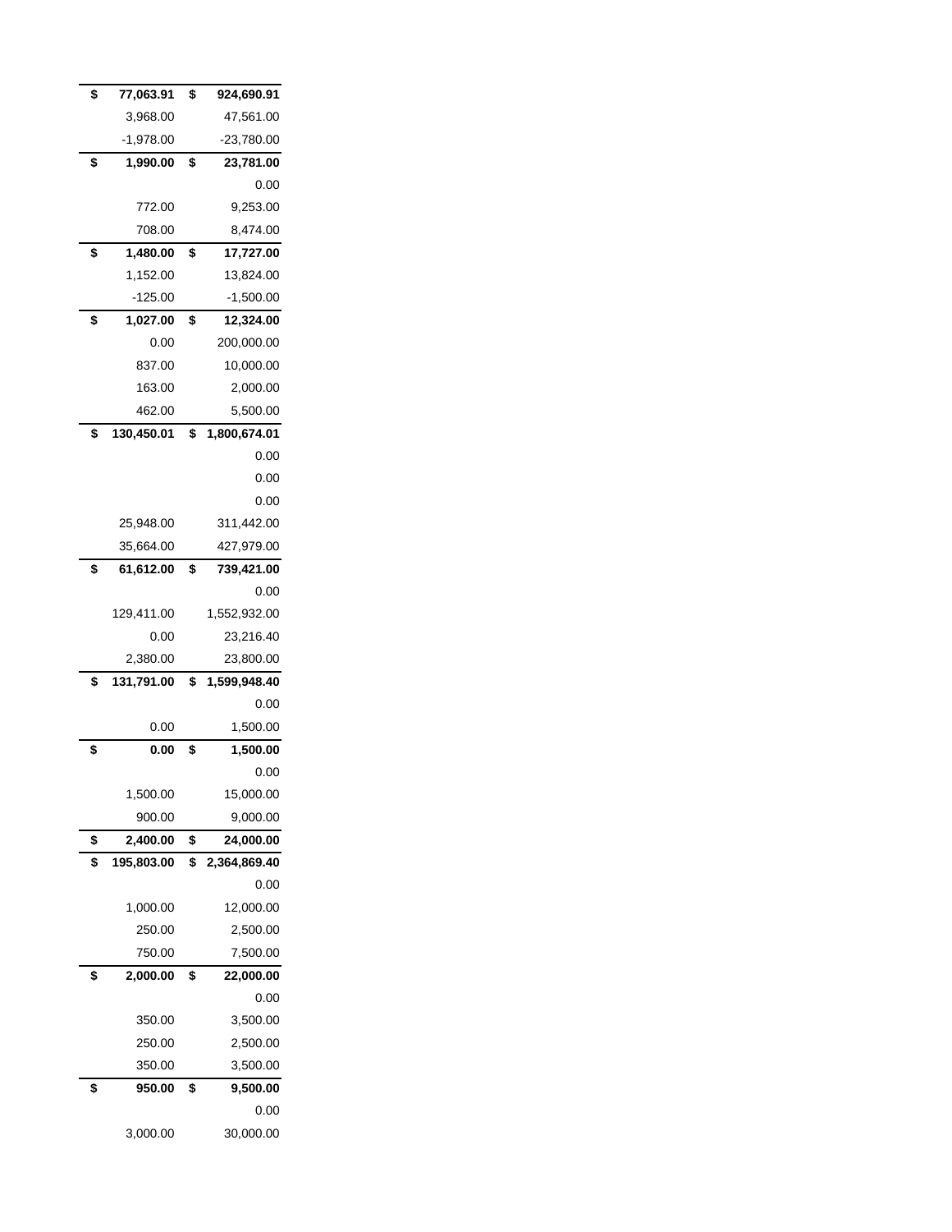| | | | |
|---|---|---|---|
| **$** | **77,063.91** | **$** | **924,690.91** |
| | 3,968.00 | | 47,561.00 |
| | -1,978.00 | | -23,780.00 |
| **$** | **1,990.00** | **$** | **23,781.00** |
| | | | 0.00 |
| | 772.00 | | 9,253.00 |
| | 708.00 | | 8,474.00 |
| **$** | **1,480.00** | **$** | **17,727.00** |
| | 1,152.00 | | 13,824.00 |
| | -125.00 | | -1,500.00 |
| **$** | **1,027.00** | **$** | **12,324.00** |
| | 0.00 | | 200,000.00 |
| | 837.00 | | 10,000.00 |
| | 163.00 | | 2,000.00 |
| | 462.00 | | 5,500.00 |
| **$** | **130,450.01** | **$** | **1,800,674.01** |
| | | | 0.00 |
| | | | 0.00 |
| | | | 0.00 |
| | 25,948.00 | | 311,442.00 |
| | 35,664.00 | | 427,979.00 |
| **$** | **61,612.00** | **$** | **739,421.00** |
| | | | 0.00 |
| | 129,411.00 | | 1,552,932.00 |
| | 0.00 | | 23,216.40 |
| | 2,380.00 | | 23,800.00 |
| **$** | **131,791.00** | **$** | **1,599,948.40** |
| | | | 0.00 |
| | 0.00 | | 1,500.00 |
| **$** | **0.00** | **$** | **1,500.00** |
| | | | 0.00 |
| | 1,500.00 | | 15,000.00 |
| | 900.00 | | 9,000.00 |
| **$** | **2,400.00** | **$** | **24,000.00** |
| **$** | **195,803.00** | **$** | **2,364,869.40** |
| | | | 0.00 |
| | 1,000.00 | | 12,000.00 |
| | 250.00 | | 2,500.00 |
| | 750.00 | | 7,500.00 |
| **$** | **2,000.00** | **$** | **22,000.00** |
| | | | 0.00 |
| | 350.00 | | 3,500.00 |
| | 250.00 | | 2,500.00 |
| | 350.00 | | 3,500.00 |
| **$** | **950.00** | **$** | **9,500.00** |
| | | | 0.00 |
| | 3,000.00 | | 30,000.00 |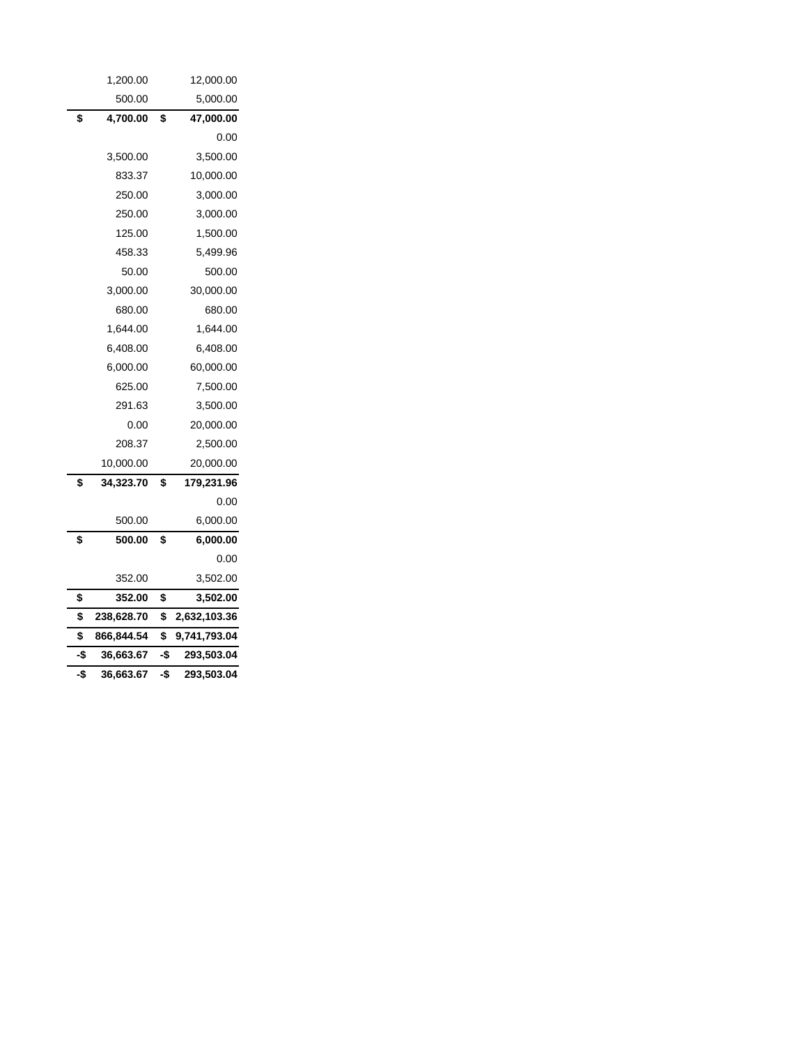| | |
|---|---|
| 1,200.00 | 12,000.00 |
| 500.00 | 5,000.00 |
| **$ 4,700.00** | **$ 47,000.00** |
| | 0.00 |
| 3,500.00 | 3,500.00 |
| 833.37 | 10,000.00 |
| 250.00 | 3,000.00 |
| 250.00 | 3,000.00 |
| 125.00 | 1,500.00 |
| 458.33 | 5,499.96 |
| 50.00 | 500.00 |
| 3,000.00 | 30,000.00 |
| 680.00 | 680.00 |
| 1,644.00 | 1,644.00 |
| 6,408.00 | 6,408.00 |
| 6,000.00 | 60,000.00 |
| 625.00 | 7,500.00 |
| 291.63 | 3,500.00 |
| 0.00 | 20,000.00 |
| 208.37 | 2,500.00 |
| 10,000.00 | 20,000.00 |
| **$ 34,323.70** | **$ 179,231.96** |
| | 0.00 |
| 500.00 | 6,000.00 |
| **$ 500.00** | **$ 6,000.00** |
| | 0.00 |
| 352.00 | 3,502.00 |
| **$ 352.00** | **$ 3,502.00** |
| **$ 238,628.70** | **$ 2,632,103.36** |
| **$ 866,844.54** | **$ 9,741,793.04** |
| **-$ 36,663.67** | **-$ 293,503.04** |
| **-$ 36,663.67** | **-$ 293,503.04** |